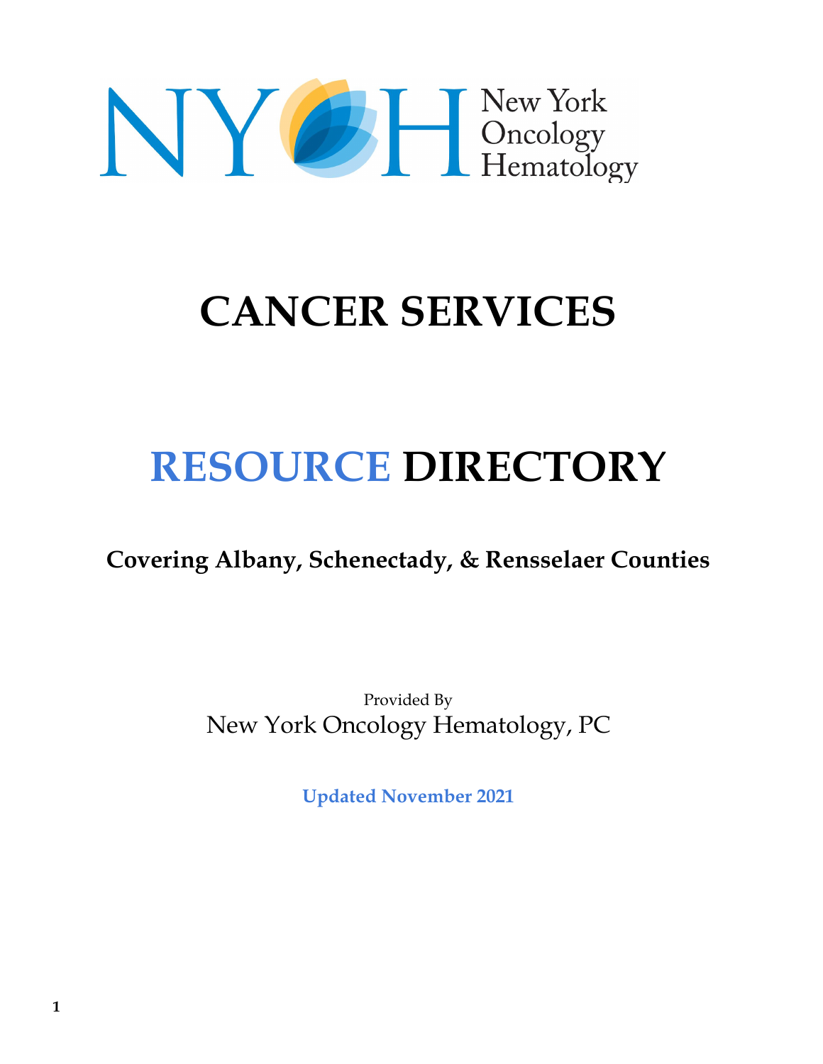NY H New York Oncology Hematology

# CANCER SERVICES

# RESOURCE DIRECTORY

**Covering Albany, Schenectady, & Rensselaer Counties**

Provided By

New York Oncology Hematology, PC

**Updated November 2021**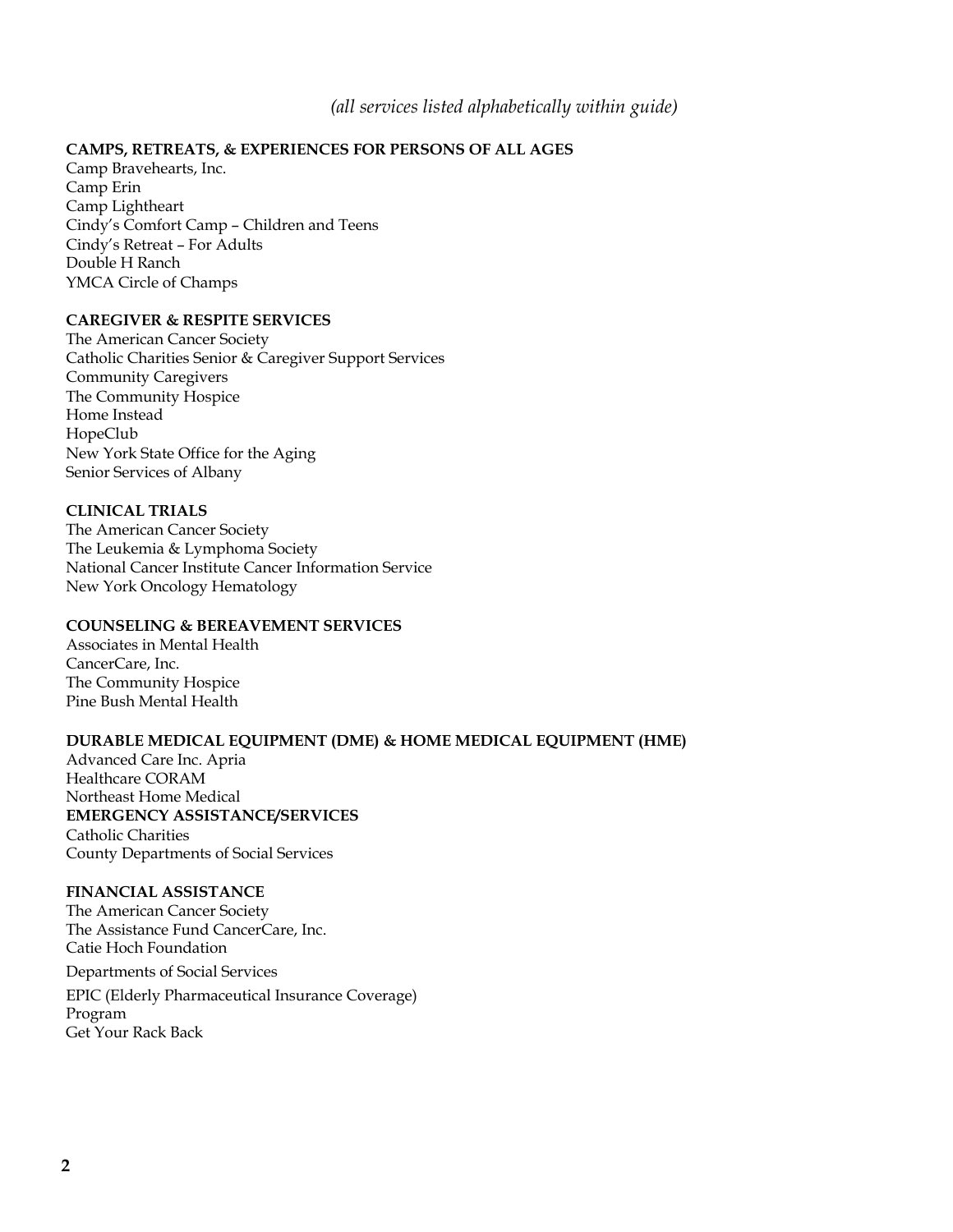*(all services listed alphabetically within guide)*

**CAMPS, RETREATS, & EXPERIENCES FOR PERSONS OF ALL AGES**

Camp Bravehearts, Inc.
Camp Erin
Camp Lightheart
Cindy's Comfort Camp – Children and Teens
Cindy's Retreat – For Adults
Double H Ranch
YMCA Circle of Champs

**CAREGIVER & RESPITE SERVICES**

The American Cancer Society
Catholic Charities Senior & Caregiver Support Services
Community Caregivers
The Community Hospice
Home Instead
HopeClub
New York State Office for the Aging
Senior Services of Albany

**CLINICAL TRIALS**

The American Cancer Society
The Leukemia & Lymphoma Society
National Cancer Institute Cancer Information Service
New York Oncology Hematology

**COUNSELING & BEREAVEMENT SERVICES**

Associates in Mental Health
CancerCare, Inc.
The Community Hospice
Pine Bush Mental Health

**DURABLE MEDICAL EQUIPMENT (DME) & HOME MEDICAL EQUIPMENT (HME)**

Advanced Care Inc. Apria
Healthcare CORAM
Northeast Home Medical

**EMERGENCY ASSISTANCE/SERVICES**

Catholic Charities
County Departments of Social Services

**FINANCIAL ASSISTANCE**

The American Cancer Society
The Assistance Fund CancerCare, Inc.
Catie Hoch Foundation
Departments of Social Services
EPIC (Elderly Pharmaceutical Insurance Coverage) Program
Get Your Rack Back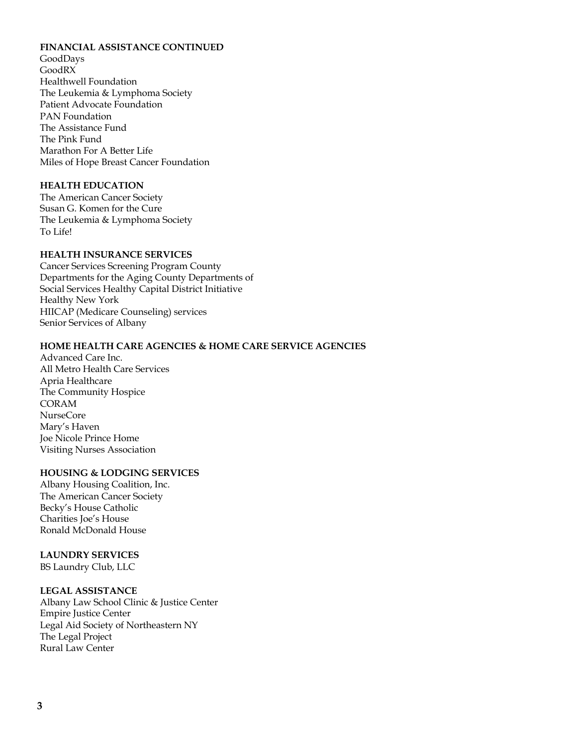**FINANCIAL ASSISTANCE CONTINUED**

GoodDays
GoodRX
Healthwell Foundation
The Leukemia & Lymphoma Society
Patient Advocate Foundation
PAN Foundation
The Assistance Fund
The Pink Fund
Marathon For A Better Life
Miles of Hope Breast Cancer Foundation

**HEALTH EDUCATION**

The American Cancer Society
Susan G. Komen for the Cure
The Leukemia & Lymphoma Society
To Life!

**HEALTH INSURANCE SERVICES**

Cancer Services Screening Program County
Departments for the Aging County Departments of
Social Services Healthy Capital District Initiative
Healthy New York
HIICAP (Medicare Counseling) services
Senior Services of Albany

**HOME HEALTH CARE AGENCIES & HOME CARE SERVICE AGENCIES**

Advanced Care Inc.
All Metro Health Care Services
Apria Healthcare
The Community Hospice
CORAM
NurseCore
Mary's Haven
Joe Nicole Prince Home
Visiting Nurses Association

**HOUSING & LODGING SERVICES**

Albany Housing Coalition, Inc.
The American Cancer Society
Becky's House Catholic
Charities Joe's House
Ronald McDonald House

**LAUNDRY SERVICES**

BS Laundry Club, LLC

**LEGAL ASSISTANCE**

Albany Law School Clinic & Justice Center
Empire Justice Center
Legal Aid Society of Northeastern NY
The Legal Project
Rural Law Center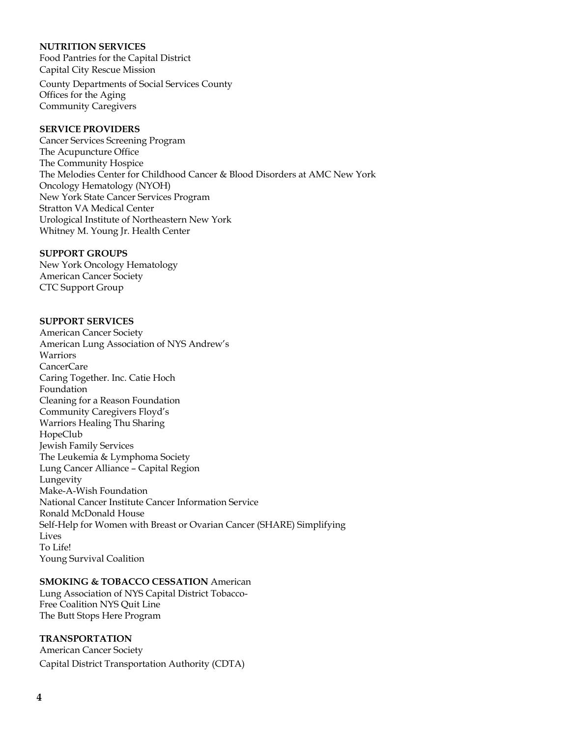**NUTRITION SERVICES**
Food Pantries for the Capital District
Capital City Rescue Mission
County Departments of Social Services County
Offices for the Aging
Community Caregivers

**SERVICE PROVIDERS**
Cancer Services Screening Program
The Acupuncture Office
The Community Hospice
The Melodies Center for Childhood Cancer & Blood Disorders at AMC New York
Oncology Hematology (NYOH)
New York State Cancer Services Program
Stratton VA Medical Center
Urological Institute of Northeastern New York
Whitney M. Young Jr. Health Center

**SUPPORT GROUPS**
New York Oncology Hematology
American Cancer Society
CTC Support Group

**SUPPORT SERVICES**
American Cancer Society
American Lung Association of NYS Andrew's
Warriors
CancerCare
Caring Together. Inc. Catie Hoch
Foundation
Cleaning for a Reason Foundation
Community Caregivers Floyd's
Warriors Healing Thu Sharing
HopeClub
Jewish Family Services
The Leukemia & Lymphoma Society
Lung Cancer Alliance – Capital Region
Lungevity
Make-A-Wish Foundation
National Cancer Institute Cancer Information Service
Ronald McDonald House
Self-Help for Women with Breast or Ovarian Cancer (SHARE) Simplifying
Lives
To Life!
Young Survival Coalition

**SMOKING & TOBACCO CESSATION** American
Lung Association of NYS Capital District Tobacco-
Free Coalition NYS Quit Line
The Butt Stops Here Program

**TRANSPORTATION**
American Cancer Society
Capital District Transportation Authority (CDTA)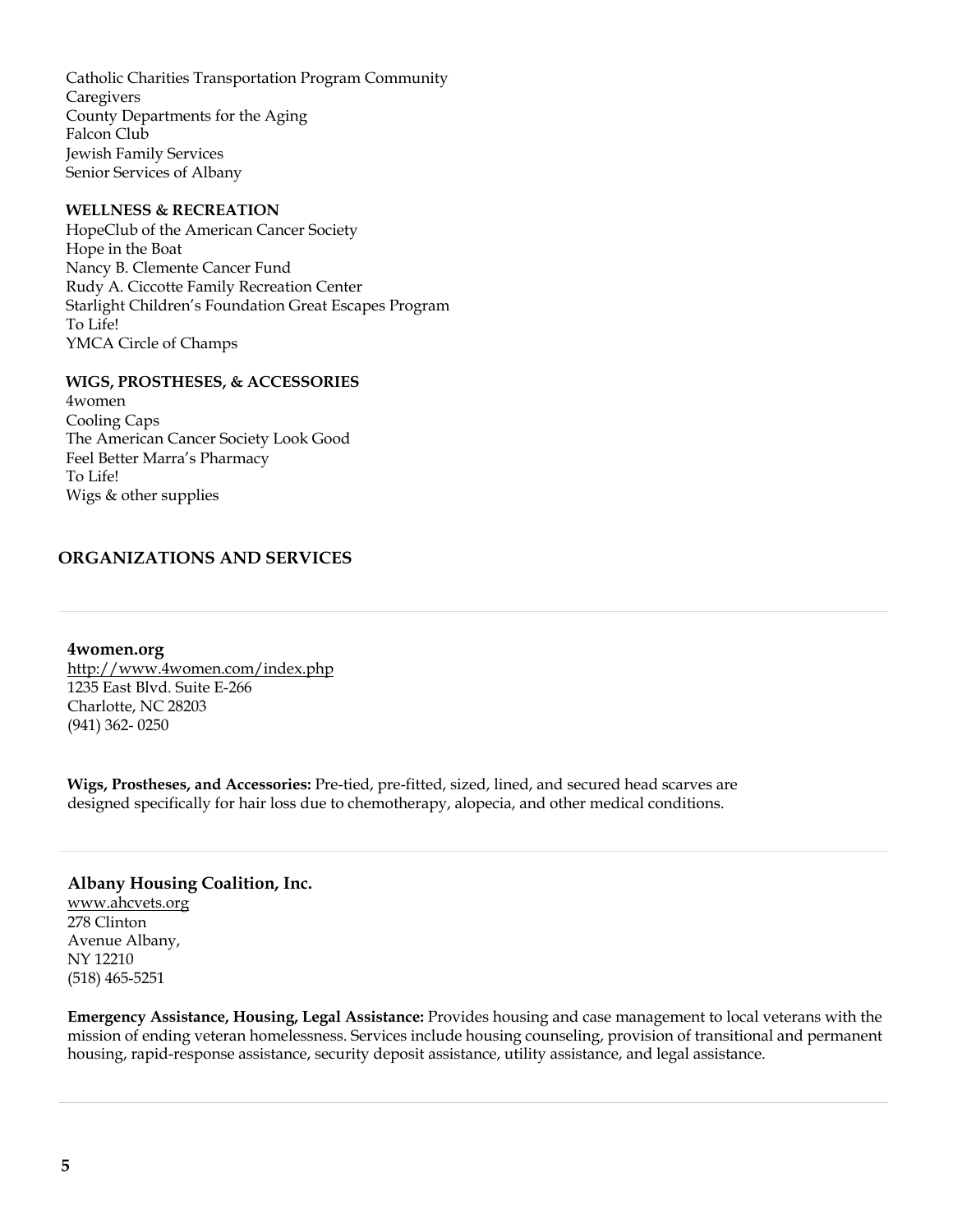Catholic Charities Transportation Program Community  
Caregivers  
County Departments for the Aging  
Falcon Club  
Jewish Family Services  
Senior Services of Albany

**WELLNESS & RECREATION**

HopeClub of the American Cancer Society  
Hope in the Boat  
Nancy B. Clemente Cancer Fund  
Rudy A. Ciccotte Family Recreation Center  
Starlight Children's Foundation Great Escapes Program  
To Life!  
YMCA Circle of Champs

**WIGS, PROSTHESES, & ACCESSORIES**

4women  
Cooling Caps  
The American Cancer Society Look Good  
Feel Better Marra's Pharmacy  
To Life!  
Wigs & other supplies

## ORGANIZATIONS AND SERVICES

---

### 4women.org

http://www.4women.com/index.php  
1235 East Blvd. Suite E-266  
Charlotte, NC 28203  
(941) 362- 0250

**Wigs, Prostheses, and Accessories:** Pre-tied, pre-fitted, sized, lined, and secured head scarves are designed specifically for hair loss due to chemotherapy, alopecia, and other medical conditions.

---

### Albany Housing Coalition, Inc.

www.ahcvets.org  
278 Clinton  
Avenue Albany,  
NY 12210  
(518) 465-5251

**Emergency Assistance, Housing, Legal Assistance:** Provides housing and case management to local veterans with the mission of ending veteran homelessness. Services include housing counseling, provision of transitional and permanent housing, rapid-response assistance, security deposit assistance, utility assistance, and legal assistance.

---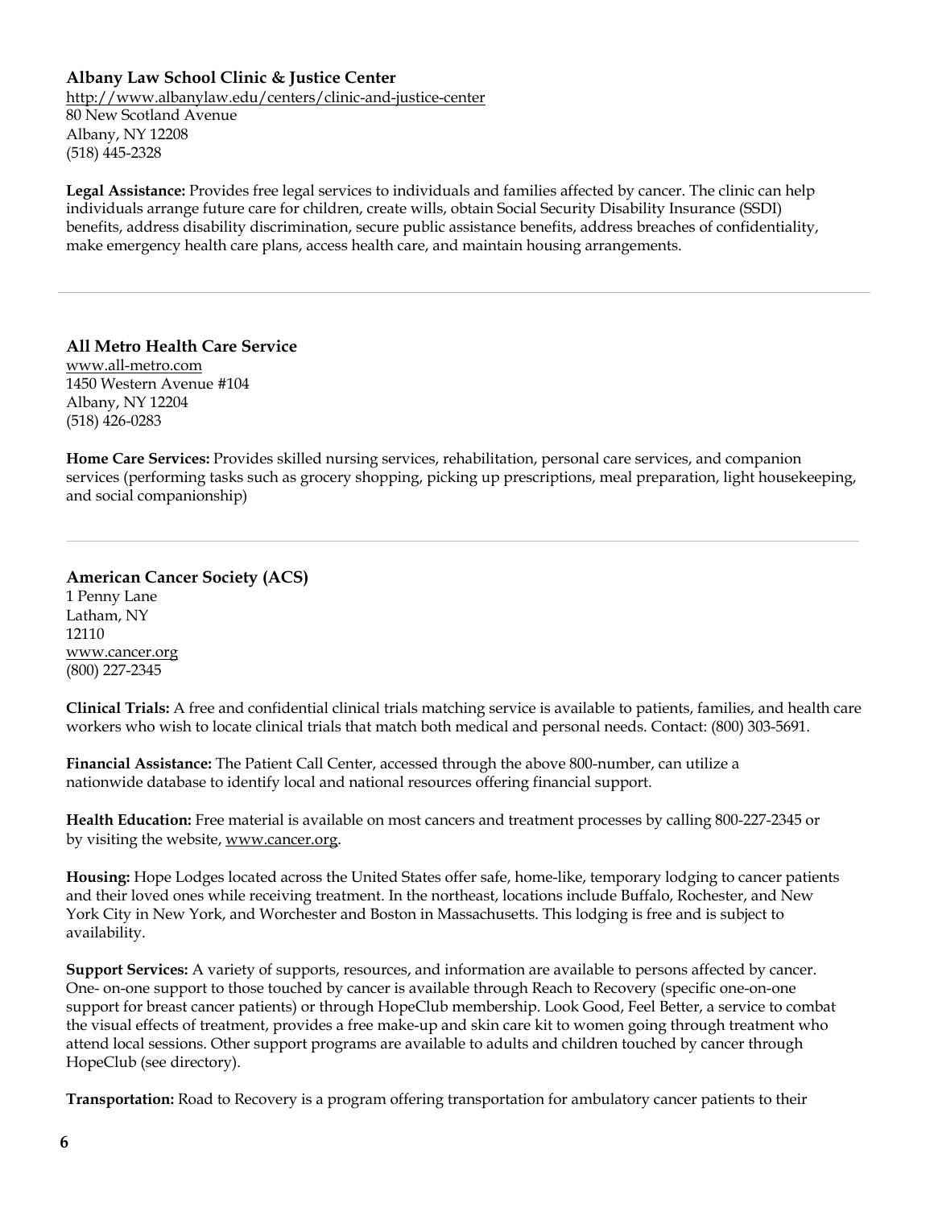### Albany Law School Clinic & Justice Center

http://www.albanylaw.edu/centers/clinic-and-justice-center
80 New Scotland Avenue
Albany, NY 12208
(518) 445-2328

**Legal Assistance:** Provides free legal services to individuals and families affected by cancer. The clinic can help individuals arrange future care for children, create wills, obtain Social Security Disability Insurance (SSDI) benefits, address disability discrimination, secure public assistance benefits, address breaches of confidentiality, make emergency health care plans, access health care, and maintain housing arrangements.

---

### All Metro Health Care Service

www.all-metro.com
1450 Western Avenue #104
Albany, NY 12204
(518) 426-0283

**Home Care Services:** Provides skilled nursing services, rehabilitation, personal care services, and companion services (performing tasks such as grocery shopping, picking up prescriptions, meal preparation, light housekeeping, and social companionship)

---

### American Cancer Society (ACS)

1 Penny Lane
Latham, NY
12110
www.cancer.org
(800) 227-2345

**Clinical Trials:** A free and confidential clinical trials matching service is available to patients, families, and health care workers who wish to locate clinical trials that match both medical and personal needs. Contact: (800) 303-5691.

**Financial Assistance:** The Patient Call Center, accessed through the above 800-number, can utilize a nationwide database to identify local and national resources offering financial support.

**Health Education:** Free material is available on most cancers and treatment processes by calling 800-227-2345 or by visiting the website, www.cancer.org.

**Housing:** Hope Lodges located across the United States offer safe, home-like, temporary lodging to cancer patients and their loved ones while receiving treatment. In the northeast, locations include Buffalo, Rochester, and New York City in New York, and Worchester and Boston in Massachusetts. This lodging is free and is subject to availability.

**Support Services:** A variety of supports, resources, and information are available to persons affected by cancer. One- on-one support to those touched by cancer is available through Reach to Recovery (specific one-on-one support for breast cancer patients) or through HopeClub membership. Look Good, Feel Better, a service to combat the visual effects of treatment, provides a free make-up and skin care kit to women going through treatment who attend local sessions. Other support programs are available to adults and children touched by cancer through HopeClub (see directory).

**Transportation:** Road to Recovery is a program offering transportation for ambulatory cancer patients to their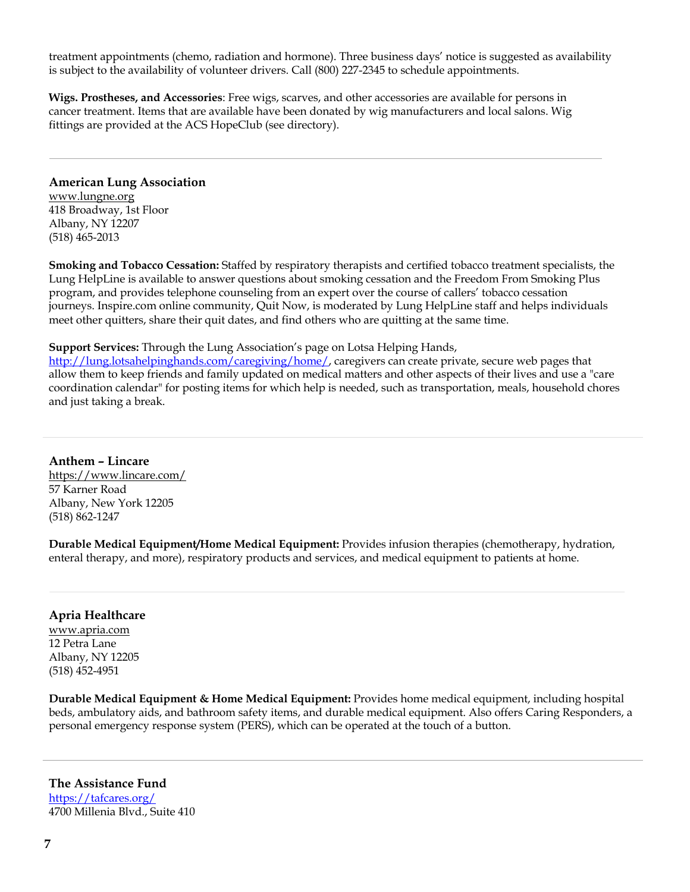treatment appointments (chemo, radiation and hormone). Three business days' notice is suggested as availability is subject to the availability of volunteer drivers. Call (800) 227-2345 to schedule appointments.

**Wigs. Prostheses, and Accessories**: Free wigs, scarves, and other accessories are available for persons in cancer treatment. Items that are available have been donated by wig manufacturers and local salons. Wig fittings are provided at the ACS HopeClub (see directory).

---

### American Lung Association

www.lungne.org
418 Broadway, 1st Floor
Albany, NY 12207
(518) 465-2013

**Smoking and Tobacco Cessation:** Staffed by respiratory therapists and certified tobacco treatment specialists, the Lung HelpLine is available to answer questions about smoking cessation and the Freedom From Smoking Plus program, and provides telephone counseling from an expert over the course of callers' tobacco cessation journeys. Inspire.com online community, Quit Now, is moderated by Lung HelpLine staff and helps individuals meet other quitters, share their quit dates, and find others who are quitting at the same time.

**Support Services:** Through the Lung Association's page on Lotsa Helping Hands, http://lung.lotsahelpinghands.com/caregiving/home/, caregivers can create private, secure web pages that allow them to keep friends and family updated on medical matters and other aspects of their lives and use a "care coordination calendar" for posting items for which help is needed, such as transportation, meals, household chores and just taking a break.

---

### Anthem – Lincare

https://www.lincare.com/
57 Karner Road
Albany, New York 12205
(518) 862-1247

**Durable Medical Equipment/Home Medical Equipment:** Provides infusion therapies (chemotherapy, hydration, enteral therapy, and more), respiratory products and services, and medical equipment to patients at home.

---

### Apria Healthcare

www.apria.com
12 Petra Lane
Albany, NY 12205
(518) 452-4951

**Durable Medical Equipment & Home Medical Equipment:** Provides home medical equipment, including hospital beds, ambulatory aids, and bathroom safety items, and durable medical equipment. Also offers Caring Responders, a personal emergency response system (PERS), which can be operated at the touch of a button.

---

### The Assistance Fund

https://tafcares.org/
4700 Millenia Blvd., Suite 410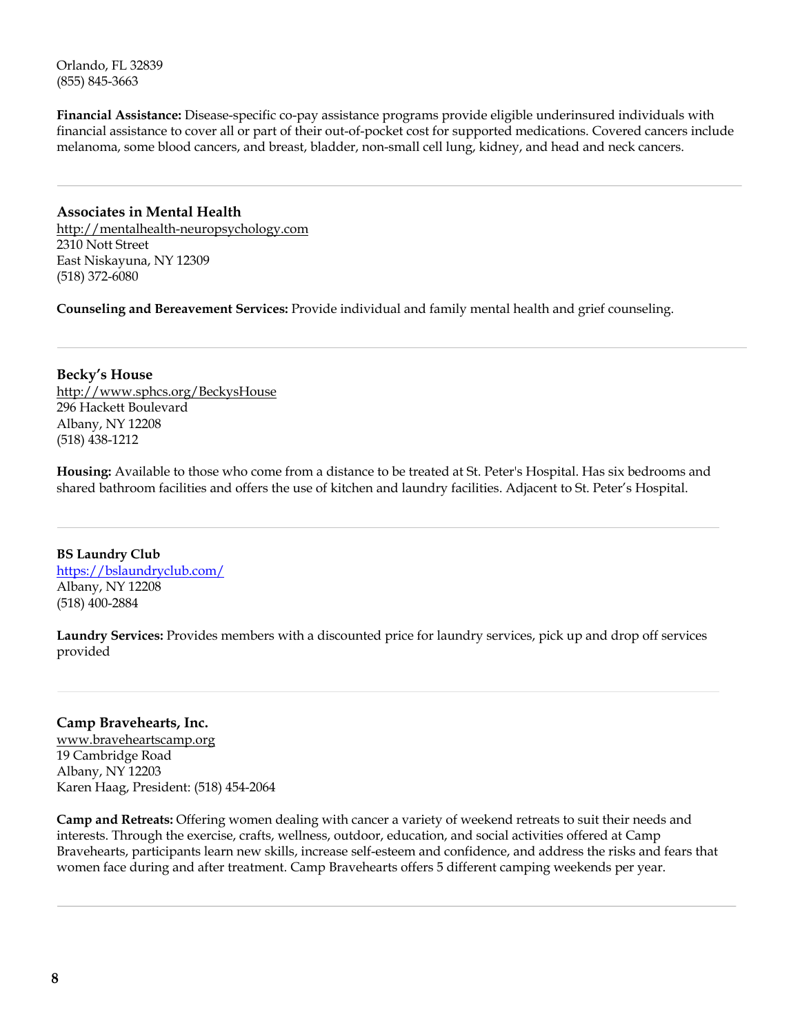Orlando, FL 32839
(855) 845-3663

**Financial Assistance:** Disease-specific co-pay assistance programs provide eligible underinsured individuals with financial assistance to cover all or part of their out-of-pocket cost for supported medications. Covered cancers include melanoma, some blood cancers, and breast, bladder, non-small cell lung, kidney, and head and neck cancers.

---

### Associates in Mental Health

http://mentalhealth-neuropsychology.com
2310 Nott Street
East Niskayuna, NY 12309
(518) 372-6080

**Counseling and Bereavement Services:** Provide individual and family mental health and grief counseling.

---

### Becky's House

http://www.sphcs.org/BeckysHouse
296 Hackett Boulevard
Albany, NY 12208
(518) 438-1212

**Housing:** Available to those who come from a distance to be treated at St. Peter's Hospital. Has six bedrooms and shared bathroom facilities and offers the use of kitchen and laundry facilities. Adjacent to St. Peter's Hospital.

---

### BS Laundry Club

https://bslaundryclub.com/
Albany, NY 12208
(518) 400-2884

**Laundry Services:** Provides members with a discounted price for laundry services, pick up and drop off services provided

---

### Camp Bravehearts, Inc.

www.braveheartscamp.org
19 Cambridge Road
Albany, NY 12203
Karen Haag, President: (518) 454-2064

**Camp and Retreats:** Offering women dealing with cancer a variety of weekend retreats to suit their needs and interests. Through the exercise, crafts, wellness, outdoor, education, and social activities offered at Camp Bravehearts, participants learn new skills, increase self-esteem and confidence, and address the risks and fears that women face during and after treatment. Camp Bravehearts offers 5 different camping weekends per year.

---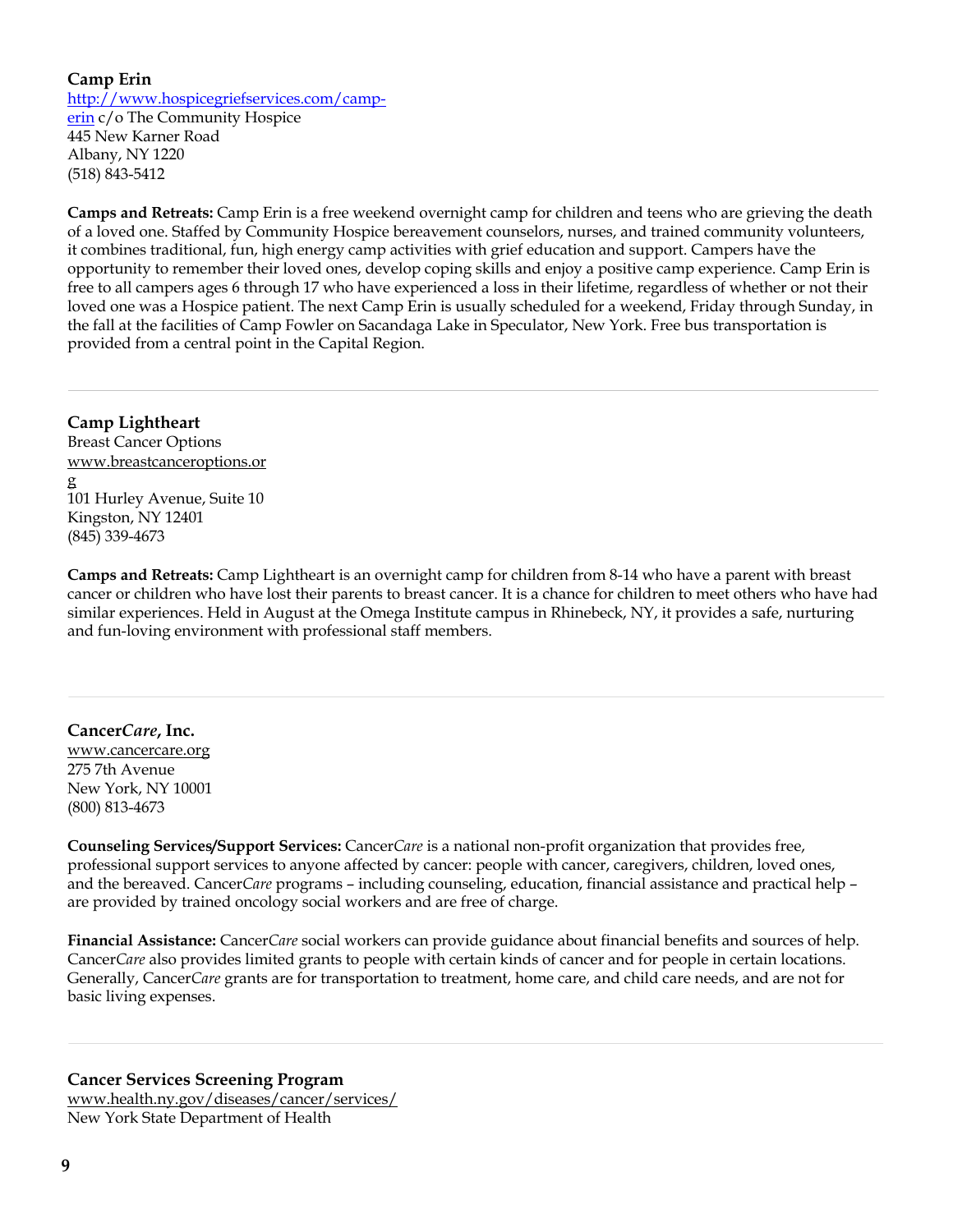**Camp Erin**
http://www.hospicegriefservices.com/camp-erin c/o The Community Hospice
445 New Karner Road
Albany, NY 1220
(518) 843-5412

**Camps and Retreats:** Camp Erin is a free weekend overnight camp for children and teens who are grieving the death of a loved one. Staffed by Community Hospice bereavement counselors, nurses, and trained community volunteers, it combines traditional, fun, high energy camp activities with grief education and support. Campers have the opportunity to remember their loved ones, develop coping skills and enjoy a positive camp experience. Camp Erin is free to all campers ages 6 through 17 who have experienced a loss in their lifetime, regardless of whether or not their loved one was a Hospice patient. The next Camp Erin is usually scheduled for a weekend, Friday through Sunday, in the fall at the facilities of Camp Fowler on Sacandaga Lake in Speculator, New York. Free bus transportation is provided from a central point in the Capital Region.

---

**Camp Lightheart**
Breast Cancer Options
www.breastcanceroptions.org
101 Hurley Avenue, Suite 10
Kingston, NY 12401
(845) 339-4673

**Camps and Retreats:** Camp Lightheart is an overnight camp for children from 8-14 who have a parent with breast cancer or children who have lost their parents to breast cancer. It is a chance for children to meet others who have had similar experiences. Held in August at the Omega Institute campus in Rhinebeck, NY, it provides a safe, nurturing and fun-loving environment with professional staff members.

---

**Cancer*Care*, Inc.**
www.cancercare.org
275 7th Avenue
New York, NY 10001
(800) 813-4673

**Counseling Services/Support Services:** Cancer*Care* is a national non-profit organization that provides free, professional support services to anyone affected by cancer: people with cancer, caregivers, children, loved ones, and the bereaved. Cancer*Care* programs – including counseling, education, financial assistance and practical help – are provided by trained oncology social workers and are free of charge.

**Financial Assistance:** Cancer*Care* social workers can provide guidance about financial benefits and sources of help. Cancer*Care* also provides limited grants to people with certain kinds of cancer and for people in certain locations. Generally, Cancer*Care* grants are for transportation to treatment, home care, and child care needs, and are not for basic living expenses.

---

**Cancer Services Screening Program**
www.health.ny.gov/diseases/cancer/services/
New York State Department of Health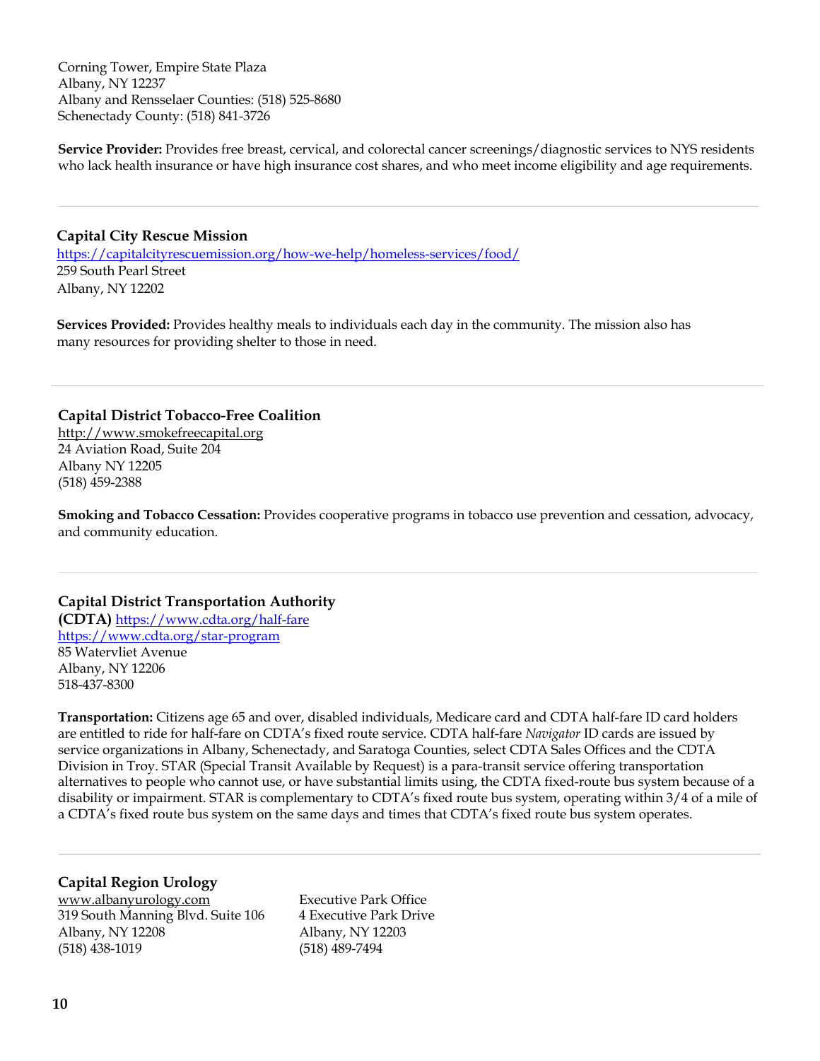Corning Tower, Empire State Plaza
Albany, NY 12237
Albany and Rensselaer Counties: (518) 525-8680
Schenectady County: (518) 841-3726

**Service Provider:** Provides free breast, cervical, and colorectal cancer screenings/diagnostic services to NYS residents who lack health insurance or have high insurance cost shares, and who meet income eligibility and age requirements.

---

### Capital City Rescue Mission

https://capitalcityrescuemission.org/how-we-help/homeless-services/food/
259 South Pearl Street
Albany, NY 12202

**Services Provided:** Provides healthy meals to individuals each day in the community. The mission also has many resources for providing shelter to those in need.

---

### Capital District Tobacco-Free Coalition

http://www.smokefreecapital.org
24 Aviation Road, Suite 204
Albany NY 12205
(518) 459-2388

**Smoking and Tobacco Cessation:** Provides cooperative programs in tobacco use prevention and cessation, advocacy, and community education.

---

### Capital District Transportation Authority (CDTA)

https://www.cdta.org/half-fare
https://www.cdta.org/star-program
85 Watervliet Avenue
Albany, NY 12206
518-437-8300

**Transportation:** Citizens age 65 and over, disabled individuals, Medicare card and CDTA half-fare ID card holders are entitled to ride for half-fare on CDTA's fixed route service. CDTA half-fare *Navigator* ID cards are issued by service organizations in Albany, Schenectady, and Saratoga Counties, select CDTA Sales Offices and the CDTA Division in Troy. STAR (Special Transit Available by Request) is a para-transit service offering transportation alternatives to people who cannot use, or have substantial limits using, the CDTA fixed-route bus system because of a disability or impairment. STAR is complementary to CDTA's fixed route bus system, operating within 3/4 of a mile of a CDTA's fixed route bus system on the same days and times that CDTA's fixed route bus system operates.

---

### Capital Region Urology

www.albanyurology.com
319 South Manning Blvd. Suite 106
Albany, NY 12208
(518) 438-1019

Executive Park Office
4 Executive Park Drive
Albany, NY 12203
(518) 489-7494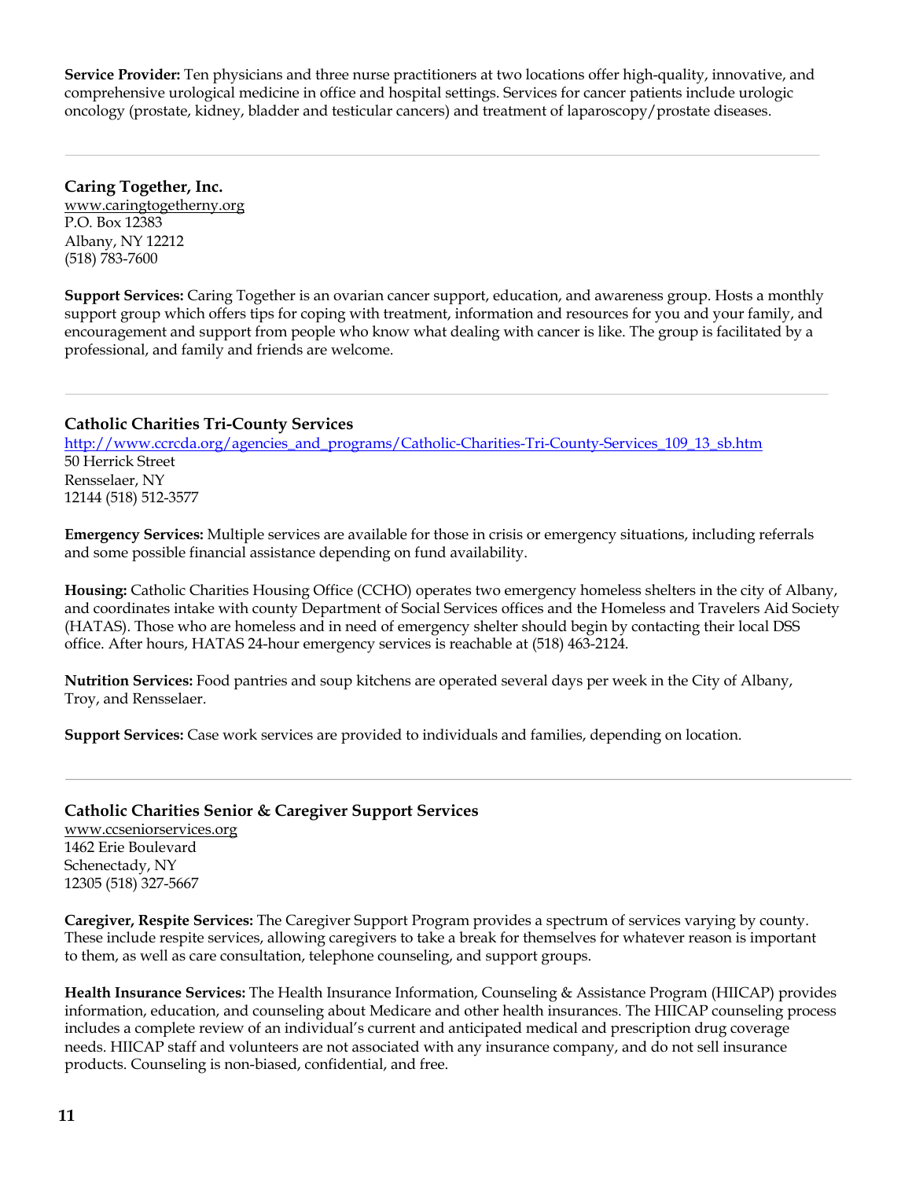**Service Provider:** Ten physicians and three nurse practitioners at two locations offer high-quality, innovative, and comprehensive urological medicine in office and hospital settings. Services for cancer patients include urologic oncology (prostate, kidney, bladder and testicular cancers) and treatment of laparoscopy/prostate diseases.

---

### Caring Together, Inc.

www.caringtogetherny.org
P.O. Box 12383
Albany, NY 12212
(518) 783-7600

**Support Services:** Caring Together is an ovarian cancer support, education, and awareness group. Hosts a monthly support group which offers tips for coping with treatment, information and resources for you and your family, and encouragement and support from people who know what dealing with cancer is like. The group is facilitated by a professional, and family and friends are welcome.

---

### Catholic Charities Tri-County Services

http://www.ccrcda.org/agencies_and_programs/Catholic-Charities-Tri-County-Services_109_13_sb.htm
50 Herrick Street
Rensselaer, NY
12144 (518) 512-3577

**Emergency Services:** Multiple services are available for those in crisis or emergency situations, including referrals and some possible financial assistance depending on fund availability.

**Housing:** Catholic Charities Housing Office (CCHO) operates two emergency homeless shelters in the city of Albany, and coordinates intake with county Department of Social Services offices and the Homeless and Travelers Aid Society (HATAS). Those who are homeless and in need of emergency shelter should begin by contacting their local DSS office. After hours, HATAS 24-hour emergency services is reachable at (518) 463-2124.

**Nutrition Services:** Food pantries and soup kitchens are operated several days per week in the City of Albany, Troy, and Rensselaer.

**Support Services:** Case work services are provided to individuals and families, depending on location.

---

### Catholic Charities Senior & Caregiver Support Services

www.ccseniorservices.org
1462 Erie Boulevard
Schenectady, NY
12305 (518) 327-5667

**Caregiver, Respite Services:** The Caregiver Support Program provides a spectrum of services varying by county. These include respite services, allowing caregivers to take a break for themselves for whatever reason is important to them, as well as care consultation, telephone counseling, and support groups.

**Health Insurance Services:** The Health Insurance Information, Counseling & Assistance Program (HIICAP) provides information, education, and counseling about Medicare and other health insurances. The HIICAP counseling process includes a complete review of an individual's current and anticipated medical and prescription drug coverage needs. HIICAP staff and volunteers are not associated with any insurance company, and do not sell insurance products. Counseling is non-biased, confidential, and free.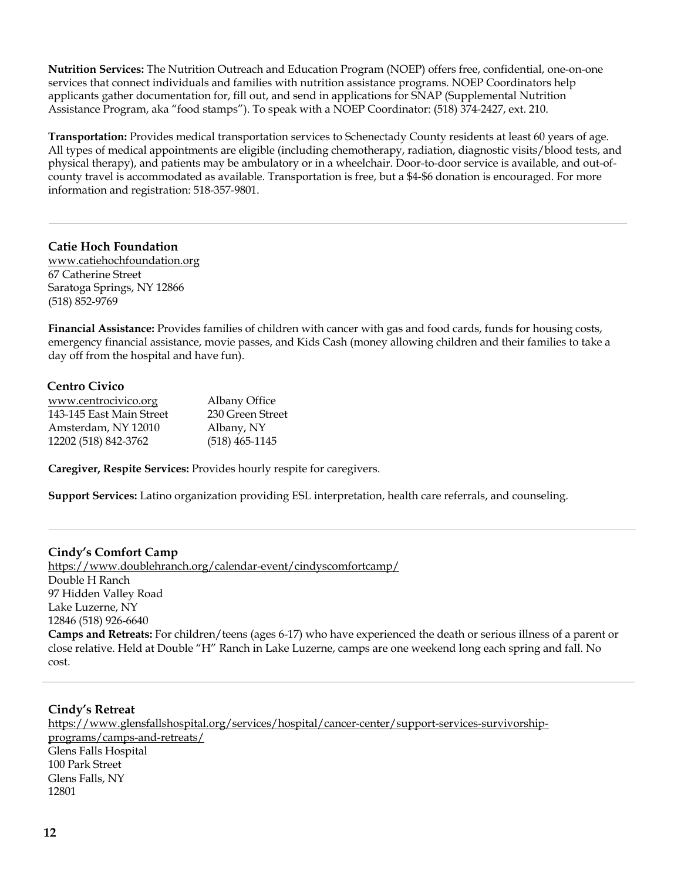**Nutrition Services:** The Nutrition Outreach and Education Program (NOEP) offers free, confidential, one-on-one services that connect individuals and families with nutrition assistance programs. NOEP Coordinators help applicants gather documentation for, fill out, and send in applications for SNAP (Supplemental Nutrition Assistance Program, aka "food stamps"). To speak with a NOEP Coordinator: (518) 374-2427, ext. 210.

**Transportation:** Provides medical transportation services to Schenectady County residents at least 60 years of age. All types of medical appointments are eligible (including chemotherapy, radiation, diagnostic visits/blood tests, and physical therapy), and patients may be ambulatory or in a wheelchair. Door-to-door service is available, and out-of-county travel is accommodated as available. Transportation is free, but a $4-$6 donation is encouraged. For more information and registration: 518-357-9801.

---

### Catie Hoch Foundation

www.catiehochfoundation.org
67 Catherine Street
Saratoga Springs, NY 12866
(518) 852-9769

**Financial Assistance:** Provides families of children with cancer with gas and food cards, funds for housing costs, emergency financial assistance, movie passes, and Kids Cash (money allowing children and their families to take a day off from the hospital and have fun).

### Centro Civico

www.centrocivico.org
143-145 East Main Street
Amsterdam, NY 12010
12202 (518) 842-3762

Albany Office
230 Green Street
Albany, NY
(518) 465-1145

**Caregiver, Respite Services:** Provides hourly respite for caregivers.

**Support Services:** Latino organization providing ESL interpretation, health care referrals, and counseling.

---

### Cindy's Comfort Camp

https://www.doublehranch.org/calendar-event/cindyscomfortcamp/
Double H Ranch
97 Hidden Valley Road
Lake Luzerne, NY
12846 (518) 926-6640

**Camps and Retreats:** For children/teens (ages 6-17) who have experienced the death or serious illness of a parent or close relative. Held at Double "H" Ranch in Lake Luzerne, camps are one weekend long each spring and fall. No cost.

---

### Cindy's Retreat

https://www.glensfallshospital.org/services/hospital/cancer-center/support-services-survivorship-programs/camps-and-retreats/
Glens Falls Hospital
100 Park Street
Glens Falls, NY
12801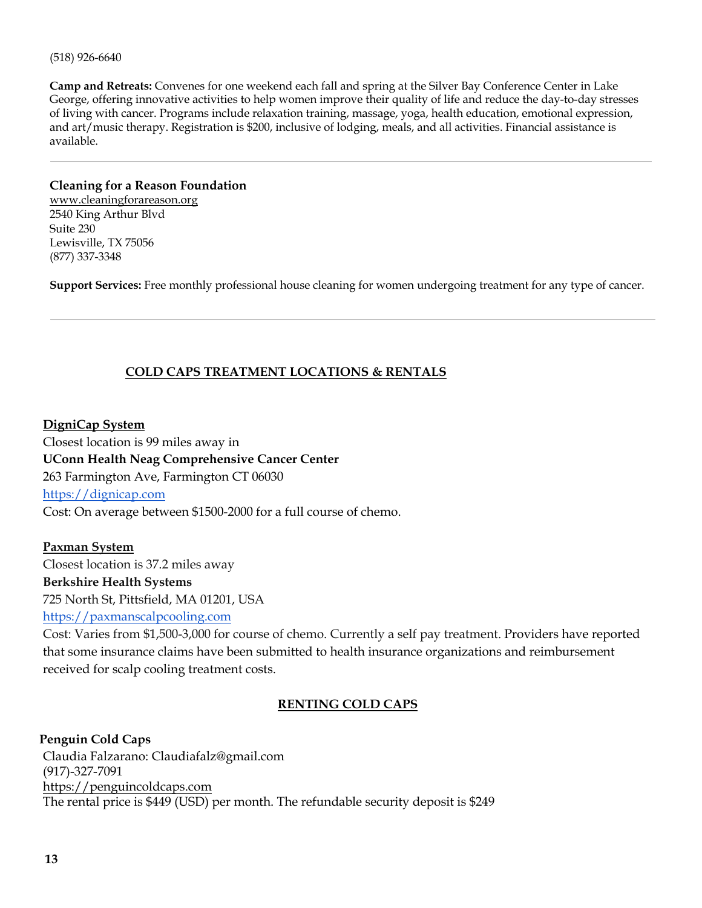(518) 926-6640

**Camp and Retreats:** Convenes for one weekend each fall and spring at the Silver Bay Conference Center in Lake George, offering innovative activities to help women improve their quality of life and reduce the day-to-day stresses of living with cancer. Programs include relaxation training, massage, yoga, health education, emotional expression, and art/music therapy. Registration is $200, inclusive of lodging, meals, and all activities. Financial assistance is available.

---

**Cleaning for a Reason Foundation**
www.cleaningforareason.org
2540 King Arthur Blvd
Suite 230
Lewisville, TX 75056
(877) 337-3348

**Support Services:** Free monthly professional house cleaning for women undergoing treatment for any type of cancer.

---

## COLD CAPS TREATMENT LOCATIONS & RENTALS

**DigniCap System**
Closest location is 99 miles away in
**UConn Health Neag Comprehensive Cancer Center**
263 Farmington Ave, Farmington CT 06030
https://dignicap.com
Cost: On average between $1500-2000 for a full course of chemo.

**Paxman System**
Closest location is 37.2 miles away
**Berkshire Health Systems**
725 North St, Pittsfield, MA 01201, USA
https://paxmanscalpcooling.com
Cost: Varies from $1,500-3,000 for course of chemo. Currently a self pay treatment. Providers have reported that some insurance claims have been submitted to health insurance organizations and reimbursement received for scalp cooling treatment costs.

## RENTING COLD CAPS

**Penguin Cold Caps**
Claudia Falzarano: Claudiafalz@gmail.com
(917)-327-7091
https://penguincoldcaps.com
The rental price is $449 (USD) per month. The refundable security deposit is $249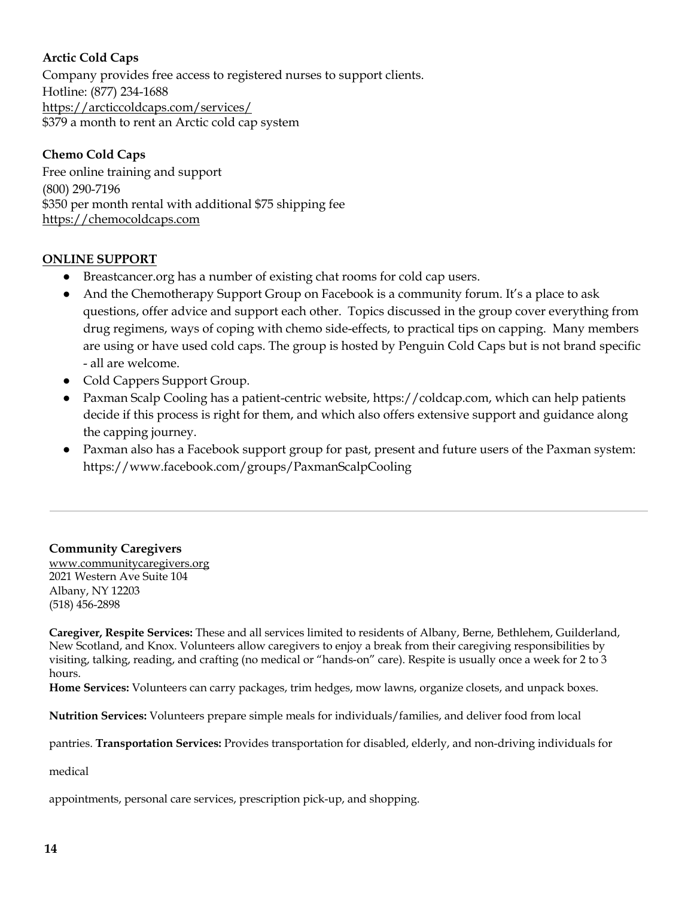**Arctic Cold Caps**

Company provides free access to registered nurses to support clients.
Hotline: (877) 234-1688
https://arcticcoldcaps.com/services/
$379 a month to rent an Arctic cold cap system

**Chemo Cold Caps**

Free online training and support
(800) 290-7196
$350 per month rental with additional $75 shipping fee
https://chemocoldcaps.com

**ONLINE SUPPORT**

- Breastcancer.org has a number of existing chat rooms for cold cap users.
- And the Chemotherapy Support Group on Facebook is a community forum. It's a place to ask questions, offer advice and support each other. Topics discussed in the group cover everything from drug regimens, ways of coping with chemo side-effects, to practical tips on capping. Many members are using or have used cold caps. The group is hosted by Penguin Cold Caps but is not brand specific - all are welcome.
- Cold Cappers Support Group.
- Paxman Scalp Cooling has a patient-centric website, https://coldcap.com, which can help patients decide if this process is right for them, and which also offers extensive support and guidance along the capping journey.
- Paxman also has a Facebook support group for past, present and future users of the Paxman system: https://www.facebook.com/groups/PaxmanScalpCooling

---

**Community Caregivers**

www.communitycaregivers.org
2021 Western Ave Suite 104
Albany, NY 12203
(518) 456-2898

**Caregiver, Respite Services:** These and all services limited to residents of Albany, Berne, Bethlehem, Guilderland, New Scotland, and Knox. Volunteers allow caregivers to enjoy a break from their caregiving responsibilities by visiting, talking, reading, and crafting (no medical or "hands-on" care). Respite is usually once a week for 2 to 3 hours.

**Home Services:** Volunteers can carry packages, trim hedges, mow lawns, organize closets, and unpack boxes.

**Nutrition Services:** Volunteers prepare simple meals for individuals/families, and deliver food from local pantries.

**Transportation Services:** Provides transportation for disabled, elderly, and non-driving individuals for medical appointments, personal care services, prescription pick-up, and shopping.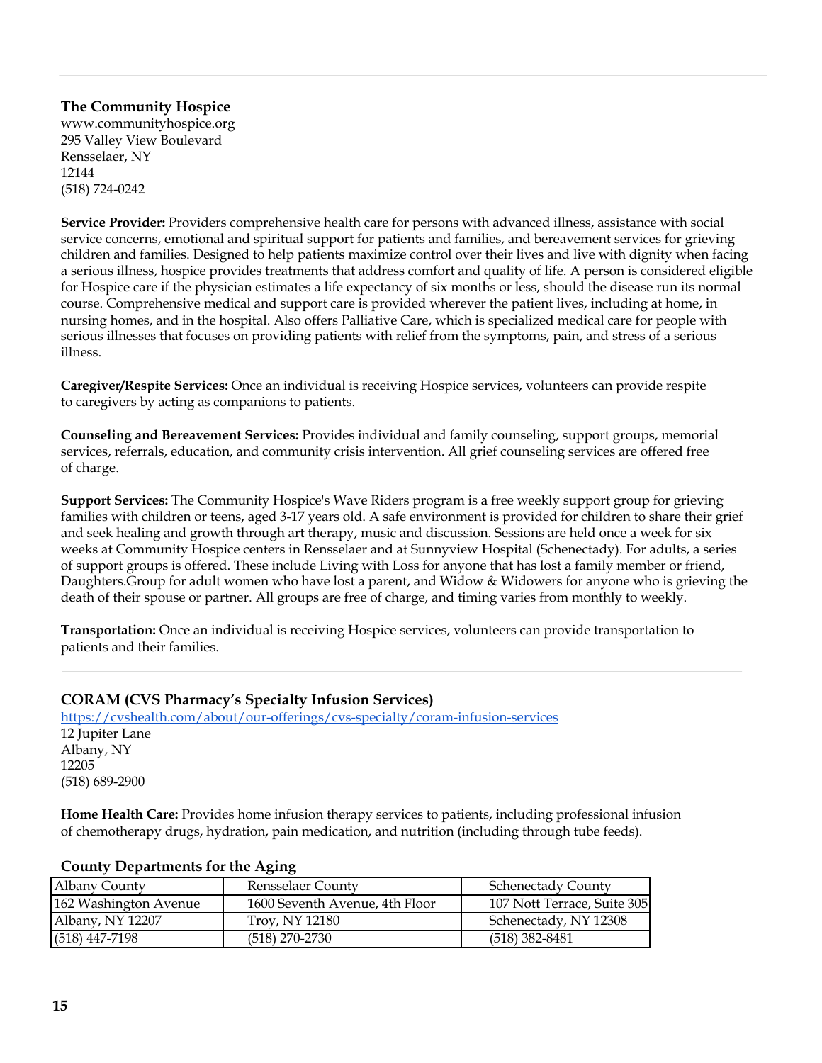---

### The Community Hospice

www.communityhospice.org
295 Valley View Boulevard
Rensselaer, NY
12144
(518) 724-0242

**Service Provider:** Providers comprehensive health care for persons with advanced illness, assistance with social service concerns, emotional and spiritual support for patients and families, and bereavement services for grieving children and families. Designed to help patients maximize control over their lives and live with dignity when facing a serious illness, hospice provides treatments that address comfort and quality of life. A person is considered eligible for Hospice care if the physician estimates a life expectancy of six months or less, should the disease run its normal course. Comprehensive medical and support care is provided wherever the patient lives, including at home, in nursing homes, and in the hospital. Also offers Palliative Care, which is specialized medical care for people with serious illnesses that focuses on providing patients with relief from the symptoms, pain, and stress of a serious illness.

**Caregiver/Respite Services:** Once an individual is receiving Hospice services, volunteers can provide respite to caregivers by acting as companions to patients.

**Counseling and Bereavement Services:** Provides individual and family counseling, support groups, memorial services, referrals, education, and community crisis intervention. All grief counseling services are offered free of charge.

**Support Services:** The Community Hospice's Wave Riders program is a free weekly support group for grieving families with children or teens, aged 3-17 years old. A safe environment is provided for children to share their grief and seek healing and growth through art therapy, music and discussion. Sessions are held once a week for six weeks at Community Hospice centers in Rensselaer and at Sunnyview Hospital (Schenectady). For adults, a series of support groups is offered. These include Living with Loss for anyone that has lost a family member or friend, Daughters.Group for adult women who have lost a parent, and Widow & Widowers for anyone who is grieving the death of their spouse or partner. All groups are free of charge, and timing varies from monthly to weekly.

**Transportation:** Once an individual is receiving Hospice services, volunteers can provide transportation to patients and their families.

---

### CORAM (CVS Pharmacy's Specialty Infusion Services)

https://cvshealth.com/about/our-offerings/cvs-specialty/coram-infusion-services
12 Jupiter Lane
Albany, NY
12205
(518) 689-2900

**Home Health Care:** Provides home infusion therapy services to patients, including professional infusion of chemotherapy drugs, hydration, pain medication, and nutrition (including through tube feeds).

**County Departments for the Aging**

| Albany County | Rensselaer County | Schenectady County |
|---|---|---|
| 162 Washington Avenue | 1600 Seventh Avenue, 4th Floor | 107 Nott Terrace, Suite 305 |
| Albany, NY 12207 | Troy, NY 12180 | Schenectady, NY 12308 |
| (518) 447-7198 | (518) 270-2730 | (518) 382-8481 |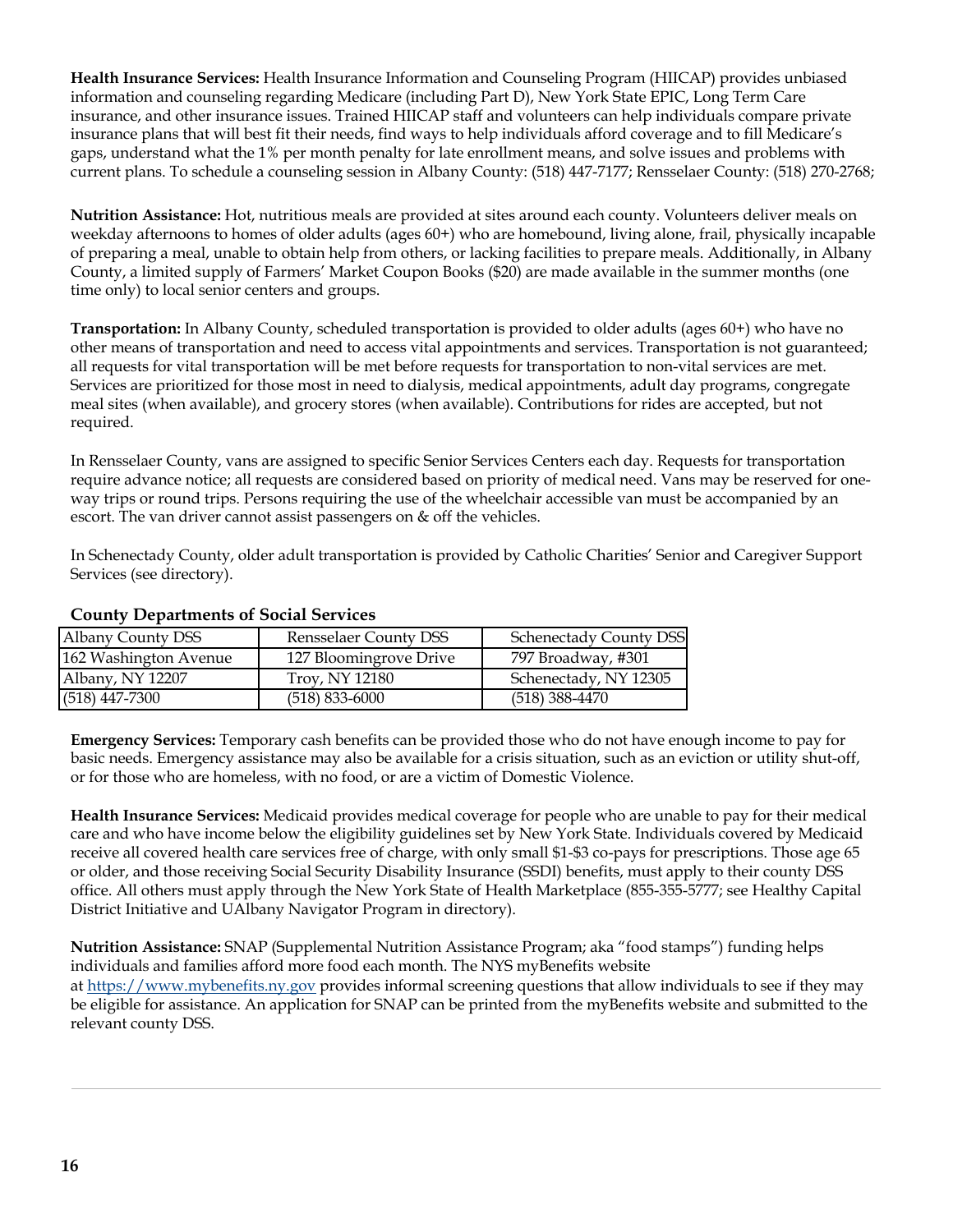**Health Insurance Services:** Health Insurance Information and Counseling Program (HIICAP) provides unbiased information and counseling regarding Medicare (including Part D), New York State EPIC, Long Term Care insurance, and other insurance issues. Trained HIICAP staff and volunteers can help individuals compare private insurance plans that will best fit their needs, find ways to help individuals afford coverage and to fill Medicare's gaps, understand what the 1% per month penalty for late enrollment means, and solve issues and problems with current plans. To schedule a counseling session in Albany County: (518) 447-7177; Rensselaer County: (518) 270-2768;

**Nutrition Assistance:** Hot, nutritious meals are provided at sites around each county. Volunteers deliver meals on weekday afternoons to homes of older adults (ages 60+) who are homebound, living alone, frail, physically incapable of preparing a meal, unable to obtain help from others, or lacking facilities to prepare meals. Additionally, in Albany County, a limited supply of Farmers' Market Coupon Books ($20) are made available in the summer months (one time only) to local senior centers and groups.

**Transportation:** In Albany County, scheduled transportation is provided to older adults (ages 60+) who have no other means of transportation and need to access vital appointments and services. Transportation is not guaranteed; all requests for vital transportation will be met before requests for transportation to non-vital services are met. Services are prioritized for those most in need to dialysis, medical appointments, adult day programs, congregate meal sites (when available), and grocery stores (when available). Contributions for rides are accepted, but not required.

In Rensselaer County, vans are assigned to specific Senior Services Centers each day. Requests for transportation require advance notice; all requests are considered based on priority of medical need. Vans may be reserved for one-way trips or round trips. Persons requiring the use of the wheelchair accessible van must be accompanied by an escort. The van driver cannot assist passengers on & off the vehicles.

In Schenectady County, older adult transportation is provided by Catholic Charities' Senior and Caregiver Support Services (see directory).

### County Departments of Social Services

| Albany County DSS | Rensselaer County DSS | Schenectady County DSS |
|---|---|---|
| 162 Washington Avenue | 127 Bloomingrove Drive | 797 Broadway, #301 |
| Albany, NY 12207 | Troy, NY 12180 | Schenectady, NY 12305 |
| (518) 447-7300 | (518) 833-6000 | (518) 388-4470 |

**Emergency Services:** Temporary cash benefits can be provided those who do not have enough income to pay for basic needs. Emergency assistance may also be available for a crisis situation, such as an eviction or utility shut-off, or for those who are homeless, with no food, or are a victim of Domestic Violence.

**Health Insurance Services:** Medicaid provides medical coverage for people who are unable to pay for their medical care and who have income below the eligibility guidelines set by New York State. Individuals covered by Medicaid receive all covered health care services free of charge, with only small $1-$3 co-pays for prescriptions. Those age 65 or older, and those receiving Social Security Disability Insurance (SSDI) benefits, must apply to their county DSS office. All others must apply through the New York State of Health Marketplace (855-355-5777; see Healthy Capital District Initiative and UAlbany Navigator Program in directory).

**Nutrition Assistance:** SNAP (Supplemental Nutrition Assistance Program; aka "food stamps") funding helps individuals and families afford more food each month. The NYS myBenefits website at https://www.mybenefits.ny.gov provides informal screening questions that allow individuals to see if they may be eligible for assistance. An application for SNAP can be printed from the myBenefits website and submitted to the relevant county DSS.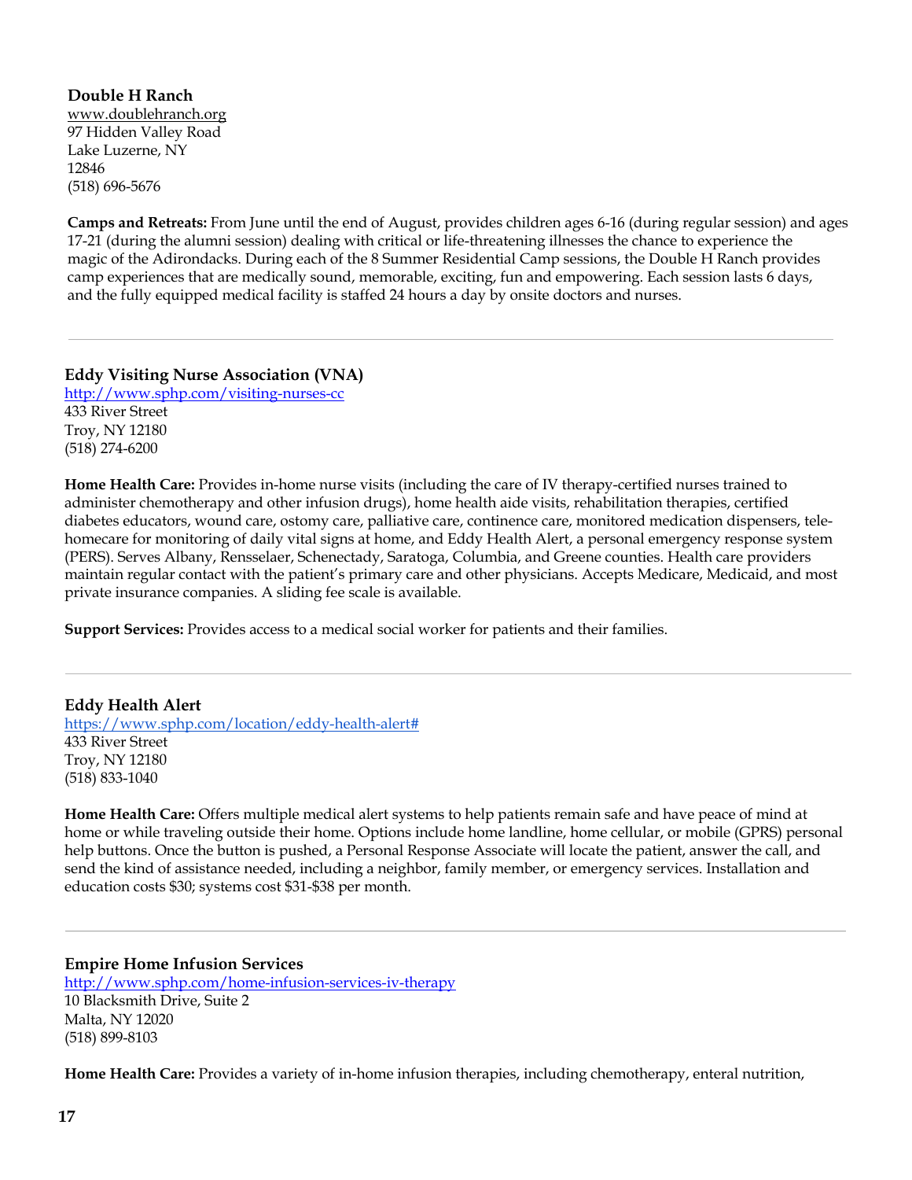**Double H Ranch**
www.doublehranch.org
97 Hidden Valley Road
Lake Luzerne, NY
12846
(518) 696-5676

**Camps and Retreats:** From June until the end of August, provides children ages 6-16 (during regular session) and ages 17-21 (during the alumni session) dealing with critical or life-threatening illnesses the chance to experience the magic of the Adirondacks. During each of the 8 Summer Residential Camp sessions, the Double H Ranch provides camp experiences that are medically sound, memorable, exciting, fun and empowering. Each session lasts 6 days, and the fully equipped medical facility is staffed 24 hours a day by onsite doctors and nurses.

---

**Eddy Visiting Nurse Association (VNA)**
http://www.sphp.com/visiting-nurses-cc
433 River Street
Troy, NY 12180
(518) 274-6200

**Home Health Care:** Provides in-home nurse visits (including the care of IV therapy-certified nurses trained to administer chemotherapy and other infusion drugs), home health aide visits, rehabilitation therapies, certified diabetes educators, wound care, ostomy care, palliative care, continence care, monitored medication dispensers, tele-homecare for monitoring of daily vital signs at home, and Eddy Health Alert, a personal emergency response system (PERS). Serves Albany, Rensselaer, Schenectady, Saratoga, Columbia, and Greene counties. Health care providers maintain regular contact with the patient's primary care and other physicians. Accepts Medicare, Medicaid, and most private insurance companies. A sliding fee scale is available.

**Support Services:** Provides access to a medical social worker for patients and their families.

---

**Eddy Health Alert**
https://www.sphp.com/location/eddy-health-alert#
433 River Street
Troy, NY 12180
(518) 833-1040

**Home Health Care:** Offers multiple medical alert systems to help patients remain safe and have peace of mind at home or while traveling outside their home. Options include home landline, home cellular, or mobile (GPRS) personal help buttons. Once the button is pushed, a Personal Response Associate will locate the patient, answer the call, and send the kind of assistance needed, including a neighbor, family member, or emergency services. Installation and education costs $30; systems cost $31-$38 per month.

---

**Empire Home Infusion Services**
http://www.sphp.com/home-infusion-services-iv-therapy
10 Blacksmith Drive, Suite 2
Malta, NY 12020
(518) 899-8103

**Home Health Care:** Provides a variety of in-home infusion therapies, including chemotherapy, enteral nutrition,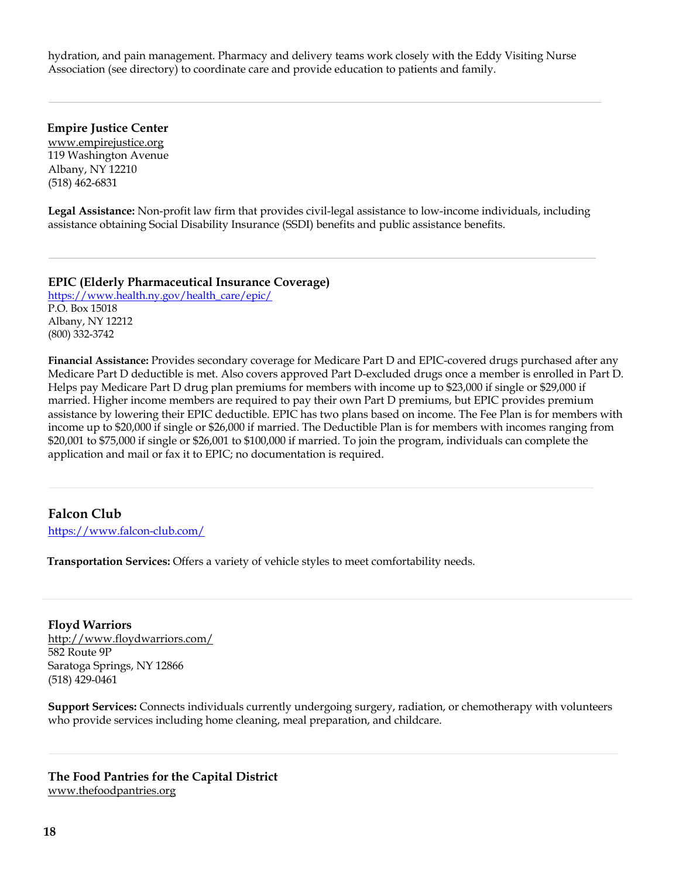hydration, and pain management. Pharmacy and delivery teams work closely with the Eddy Visiting Nurse Association (see directory) to coordinate care and provide education to patients and family.

---

**Empire Justice Center**
www.empirejustice.org
119 Washington Avenue
Albany, NY 12210
(518) 462-6831

**Legal Assistance:** Non-profit law firm that provides civil-legal assistance to low-income individuals, including assistance obtaining Social Disability Insurance (SSDI) benefits and public assistance benefits.

---

**EPIC (Elderly Pharmaceutical Insurance Coverage)**
https://www.health.ny.gov/health_care/epic/
P.O. Box 15018
Albany, NY 12212
(800) 332-3742

**Financial Assistance:** Provides secondary coverage for Medicare Part D and EPIC-covered drugs purchased after any Medicare Part D deductible is met. Also covers approved Part D-excluded drugs once a member is enrolled in Part D. Helps pay Medicare Part D drug plan premiums for members with income up to $23,000 if single or $29,000 if married. Higher income members are required to pay their own Part D premiums, but EPIC provides premium assistance by lowering their EPIC deductible. EPIC has two plans based on income. The Fee Plan is for members with income up to $20,000 if single or $26,000 if married. The Deductible Plan is for members with incomes ranging from $20,001 to $75,000 if single or $26,001 to $100,000 if married. To join the program, individuals can complete the application and mail or fax it to EPIC; no documentation is required.

---

**Falcon Club**
https://www.falcon-club.com/

**Transportation Services:** Offers a variety of vehicle styles to meet comfortability needs.

---

**Floyd Warriors**
http://www.floydwarriors.com/
582 Route 9P
Saratoga Springs, NY 12866
(518) 429-0461

**Support Services:** Connects individuals currently undergoing surgery, radiation, or chemotherapy with volunteers who provide services including home cleaning, meal preparation, and childcare.

---

**The Food Pantries for the Capital District**
www.thefoodpantries.org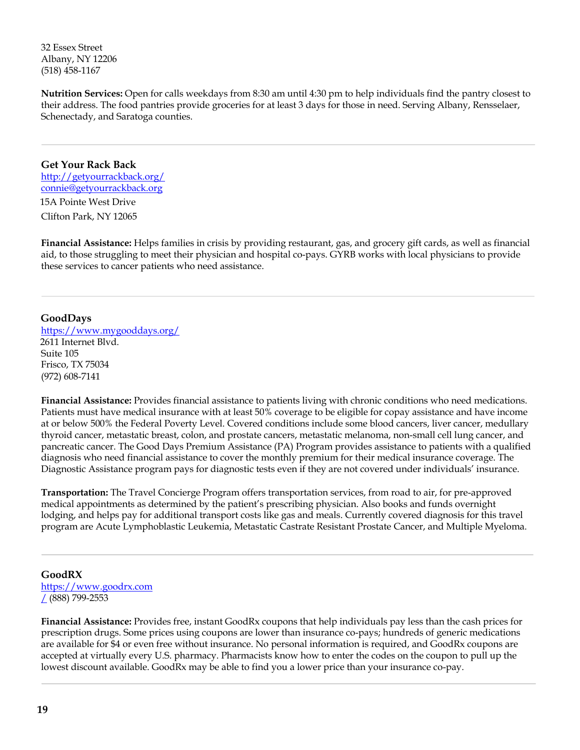32 Essex Street
Albany, NY 12206
(518) 458-1167

**Nutrition Services:** Open for calls weekdays from 8:30 am until 4:30 pm to help individuals find the pantry closest to their address. The food pantries provide groceries for at least 3 days for those in need. Serving Albany, Rensselaer, Schenectady, and Saratoga counties.

---

### Get Your Rack Back

http://getyourrackback.org/
connie@getyourrackback.org
15A Pointe West Drive
Clifton Park, NY 12065

**Financial Assistance:** Helps families in crisis by providing restaurant, gas, and grocery gift cards, as well as financial aid, to those struggling to meet their physician and hospital co-pays. GYRB works with local physicians to provide these services to cancer patients who need assistance.

---

### GoodDays

https://www.mygooddays.org/
2611 Internet Blvd.
Suite 105
Frisco, TX 75034
(972) 608-7141

**Financial Assistance:** Provides financial assistance to patients living with chronic conditions who need medications. Patients must have medical insurance with at least 50% coverage to be eligible for copay assistance and have income at or below 500% the Federal Poverty Level. Covered conditions include some blood cancers, liver cancer, medullary thyroid cancer, metastatic breast, colon, and prostate cancers, metastatic melanoma, non-small cell lung cancer, and pancreatic cancer. The Good Days Premium Assistance (PA) Program provides assistance to patients with a qualified diagnosis who need financial assistance to cover the monthly premium for their medical insurance coverage. The Diagnostic Assistance program pays for diagnostic tests even if they are not covered under individuals' insurance.

**Transportation:** The Travel Concierge Program offers transportation services, from road to air, for pre-approved medical appointments as determined by the patient's prescribing physician. Also books and funds overnight lodging, and helps pay for additional transport costs like gas and meals. Currently covered diagnosis for this travel program are Acute Lymphoblastic Leukemia, Metastatic Castrate Resistant Prostate Cancer, and Multiple Myeloma.

---

### GoodRX

https://www.goodrx.com/ (888) 799-2553

**Financial Assistance:** Provides free, instant GoodRx coupons that help individuals pay less than the cash prices for prescription drugs. Some prices using coupons are lower than insurance co-pays; hundreds of generic medications are available for $4 or even free without insurance. No personal information is required, and GoodRx coupons are accepted at virtually every U.S. pharmacy. Pharmacists know how to enter the codes on the coupon to pull up the lowest discount available. GoodRx may be able to find you a lower price than your insurance co-pay.

---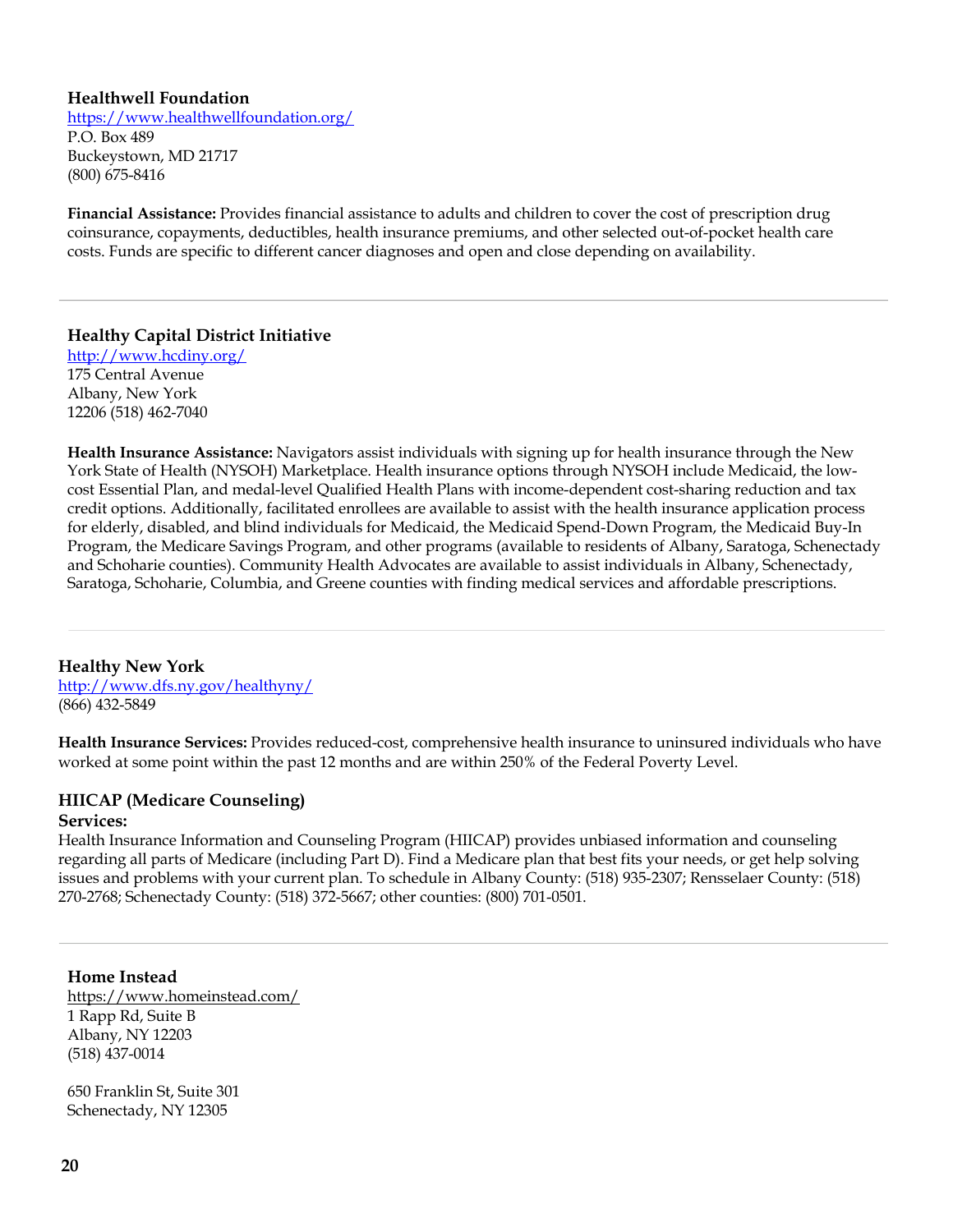**Healthwell Foundation**
https://www.healthwellfoundation.org/
P.O. Box 489
Buckeystown, MD 21717
(800) 675-8416

**Financial Assistance:** Provides financial assistance to adults and children to cover the cost of prescription drug coinsurance, copayments, deductibles, health insurance premiums, and other selected out-of-pocket health care costs. Funds are specific to different cancer diagnoses and open and close depending on availability.

---

**Healthy Capital District Initiative**
http://www.hcdiny.org/
175 Central Avenue
Albany, New York
12206 (518) 462-7040

**Health Insurance Assistance:** Navigators assist individuals with signing up for health insurance through the New York State of Health (NYSOH) Marketplace. Health insurance options through NYSOH include Medicaid, the low-cost Essential Plan, and medal-level Qualified Health Plans with income-dependent cost-sharing reduction and tax credit options. Additionally, facilitated enrollees are available to assist with the health insurance application process for elderly, disabled, and blind individuals for Medicaid, the Medicaid Spend-Down Program, the Medicaid Buy-In Program, the Medicare Savings Program, and other programs (available to residents of Albany, Saratoga, Schenectady and Schoharie counties). Community Health Advocates are available to assist individuals in Albany, Schenectady, Saratoga, Schoharie, Columbia, and Greene counties with finding medical services and affordable prescriptions.

---

**Healthy New York**
http://www.dfs.ny.gov/healthyny/
(866) 432-5849

**Health Insurance Services:** Provides reduced-cost, comprehensive health insurance to uninsured individuals who have worked at some point within the past 12 months and are within 250% of the Federal Poverty Level.

**HIICAP (Medicare Counseling)**
**Services:**
Health Insurance Information and Counseling Program (HIICAP) provides unbiased information and counseling regarding all parts of Medicare (including Part D). Find a Medicare plan that best fits your needs, or get help solving issues and problems with your current plan. To schedule in Albany County: (518) 935-2307; Rensselaer County: (518) 270-2768; Schenectady County: (518) 372-5667; other counties: (800) 701-0501.

---

**Home Instead**
https://www.homeinstead.com/
1 Rapp Rd, Suite B
Albany, NY 12203
(518) 437-0014

650 Franklin St, Suite 301
Schenectady, NY 12305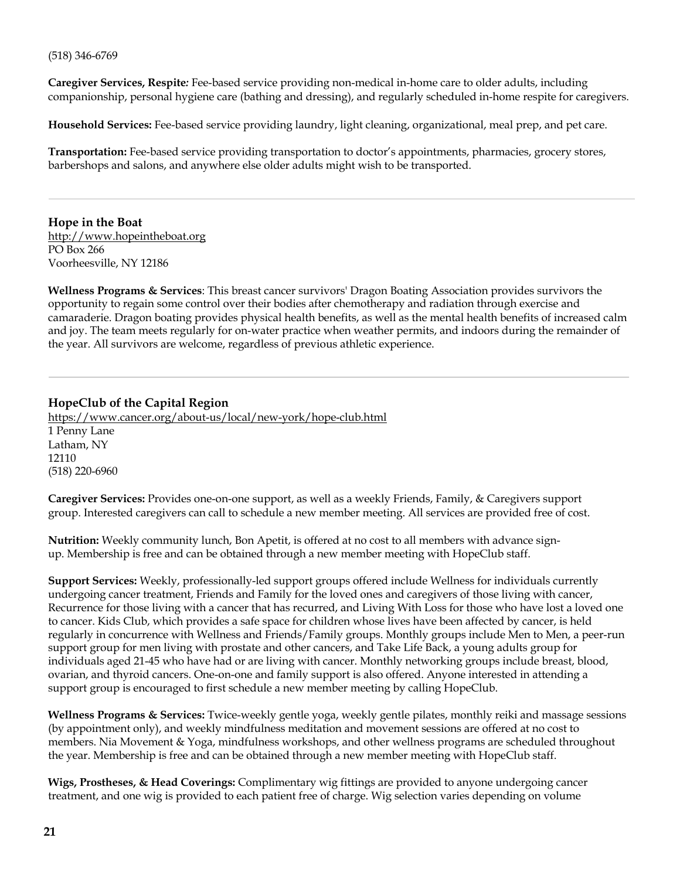(518) 346-6769

**Caregiver Services, Respite***:* Fee-based service providing non-medical in-home care to older adults, including companionship, personal hygiene care (bathing and dressing), and regularly scheduled in-home respite for caregivers.

**Household Services:** Fee-based service providing laundry, light cleaning, organizational, meal prep, and pet care.

**Transportation:** Fee-based service providing transportation to doctor's appointments, pharmacies, grocery stores, barbershops and salons, and anywhere else older adults might wish to be transported.

---

### Hope in the Boat

http://www.hopeintheboat.org
PO Box 266
Voorheesville, NY 12186

**Wellness Programs & Services**: This breast cancer survivors' Dragon Boating Association provides survivors the opportunity to regain some control over their bodies after chemotherapy and radiation through exercise and camaraderie. Dragon boating provides physical health benefits, as well as the mental health benefits of increased calm and joy. The team meets regularly for on-water practice when weather permits, and indoors during the remainder of the year. All survivors are welcome, regardless of previous athletic experience.

---

### HopeClub of the Capital Region

https://www.cancer.org/about-us/local/new-york/hope-club.html
1 Penny Lane
Latham, NY
12110
(518) 220-6960

**Caregiver Services:** Provides one-on-one support, as well as a weekly Friends, Family, & Caregivers support group. Interested caregivers can call to schedule a new member meeting. All services are provided free of cost.

**Nutrition:** Weekly community lunch, Bon Apetit, is offered at no cost to all members with advance sign-up. Membership is free and can be obtained through a new member meeting with HopeClub staff.

**Support Services:** Weekly, professionally-led support groups offered include Wellness for individuals currently undergoing cancer treatment, Friends and Family for the loved ones and caregivers of those living with cancer, Recurrence for those living with a cancer that has recurred, and Living With Loss for those who have lost a loved one to cancer. Kids Club, which provides a safe space for children whose lives have been affected by cancer, is held regularly in concurrence with Wellness and Friends/Family groups. Monthly groups include Men to Men, a peer-run support group for men living with prostate and other cancers, and Take Life Back, a young adults group for individuals aged 21-45 who have had or are living with cancer. Monthly networking groups include breast, blood, ovarian, and thyroid cancers. One-on-one and family support is also offered. Anyone interested in attending a support group is encouraged to first schedule a new member meeting by calling HopeClub.

**Wellness Programs & Services:** Twice-weekly gentle yoga, weekly gentle pilates, monthly reiki and massage sessions (by appointment only), and weekly mindfulness meditation and movement sessions are offered at no cost to members. Nia Movement & Yoga, mindfulness workshops, and other wellness programs are scheduled throughout the year. Membership is free and can be obtained through a new member meeting with HopeClub staff.

**Wigs, Prostheses, & Head Coverings:** Complimentary wig fittings are provided to anyone undergoing cancer treatment, and one wig is provided to each patient free of charge. Wig selection varies depending on volume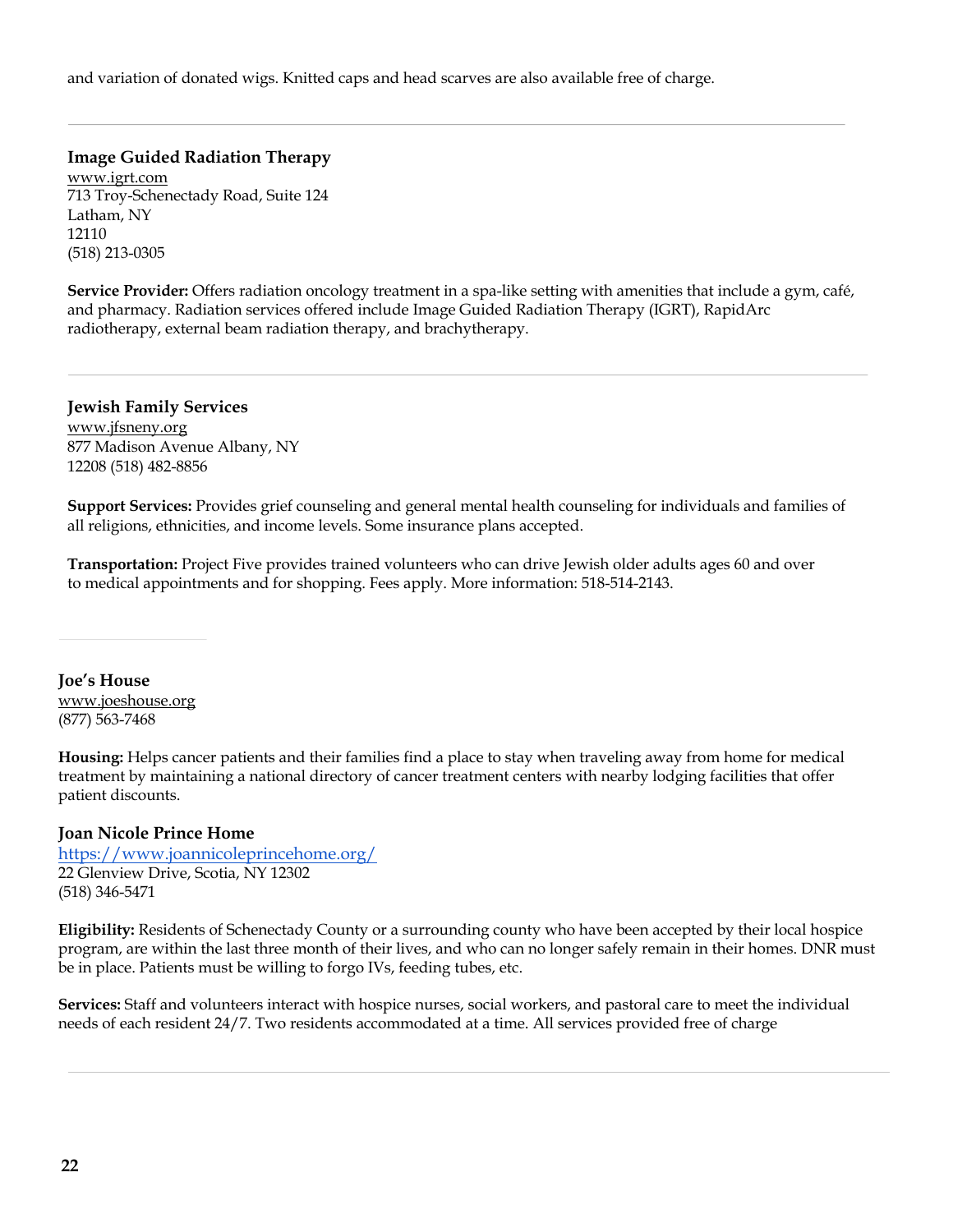and variation of donated wigs. Knitted caps and head scarves are also available free of charge.

---

### Image Guided Radiation Therapy

www.igrt.com
713 Troy-Schenectady Road, Suite 124
Latham, NY
12110
(518) 213-0305

**Service Provider:** Offers radiation oncology treatment in a spa-like setting with amenities that include a gym, café, and pharmacy. Radiation services offered include Image Guided Radiation Therapy (IGRT), RapidArc radiotherapy, external beam radiation therapy, and brachytherapy.

---

### Jewish Family Services

www.jfsneny.org
877 Madison Avenue Albany, NY
12208 (518) 482-8856

**Support Services:** Provides grief counseling and general mental health counseling for individuals and families of all religions, ethnicities, and income levels. Some insurance plans accepted.

**Transportation:** Project Five provides trained volunteers who can drive Jewish older adults ages 60 and over to medical appointments and for shopping. Fees apply. More information: 518-514-2143.

---

### Joe's House

www.joeshouse.org
(877) 563-7468

**Housing:** Helps cancer patients and their families find a place to stay when traveling away from home for medical treatment by maintaining a national directory of cancer treatment centers with nearby lodging facilities that offer patient discounts.

### Joan Nicole Prince Home

https://www.joannicoleprincehome.org/
22 Glenview Drive, Scotia, NY 12302
(518) 346-5471

**Eligibility:** Residents of Schenectady County or a surrounding county who have been accepted by their local hospice program, are within the last three month of their lives, and who can no longer safely remain in their homes. DNR must be in place. Patients must be willing to forgo IVs, feeding tubes, etc.

**Services:** Staff and volunteers interact with hospice nurses, social workers, and pastoral care to meet the individual needs of each resident 24/7. Two residents accommodated at a time. All services provided free of charge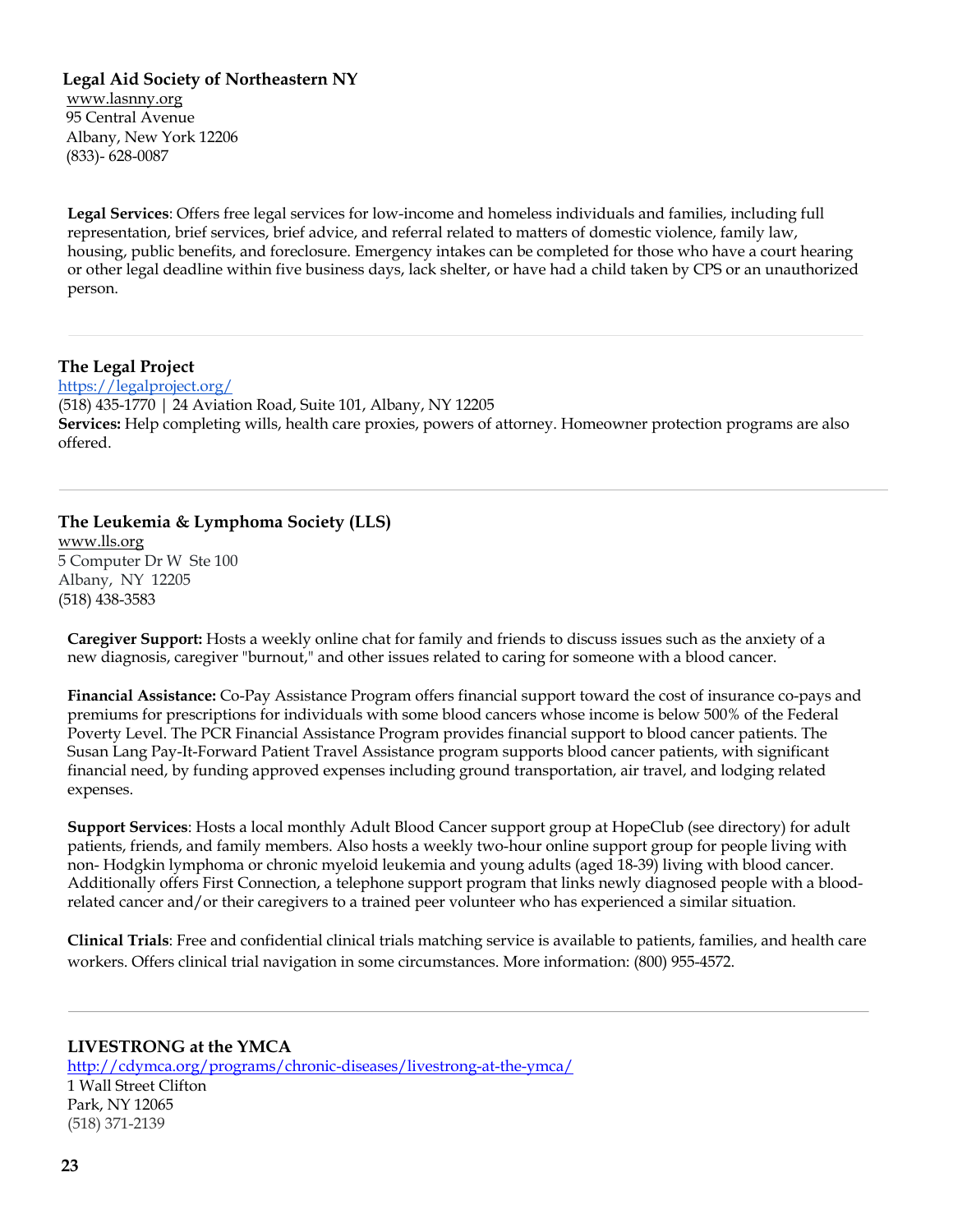### Legal Aid Society of Northeastern NY

www.lasnny.org
95 Central Avenue
Albany, New York 12206
(833)- 628-0087

**Legal Services**: Offers free legal services for low-income and homeless individuals and families, including full representation, brief services, brief advice, and referral related to matters of domestic violence, family law, housing, public benefits, and foreclosure. Emergency intakes can be completed for those who have a court hearing or other legal deadline within five business days, lack shelter, or have had a child taken by CPS or an unauthorized person.

---

### The Legal Project

https://legalproject.org/
(518) 435-1770 | 24 Aviation Road, Suite 101, Albany, NY 12205
**Services:** Help completing wills, health care proxies, powers of attorney. Homeowner protection programs are also offered.

---

### The Leukemia & Lymphoma Society (LLS)

www.lls.org
5 Computer Dr W Ste 100
Albany, NY 12205
(518) 438-3583

**Caregiver Support:** Hosts a weekly online chat for family and friends to discuss issues such as the anxiety of a new diagnosis, caregiver "burnout," and other issues related to caring for someone with a blood cancer.

**Financial Assistance:** Co-Pay Assistance Program offers financial support toward the cost of insurance co-pays and premiums for prescriptions for individuals with some blood cancers whose income is below 500% of the Federal Poverty Level. The PCR Financial Assistance Program provides financial support to blood cancer patients. The Susan Lang Pay-It-Forward Patient Travel Assistance program supports blood cancer patients, with significant financial need, by funding approved expenses including ground transportation, air travel, and lodging related expenses.

**Support Services**: Hosts a local monthly Adult Blood Cancer support group at HopeClub (see directory) for adult patients, friends, and family members. Also hosts a weekly two-hour online support group for people living with non- Hodgkin lymphoma or chronic myeloid leukemia and young adults (aged 18-39) living with blood cancer. Additionally offers First Connection, a telephone support program that links newly diagnosed people with a blood-related cancer and/or their caregivers to a trained peer volunteer who has experienced a similar situation.

**Clinical Trials**: Free and confidential clinical trials matching service is available to patients, families, and health care workers. Offers clinical trial navigation in some circumstances. More information: (800) 955-4572.

---

### LIVESTRONG at the YMCA

http://cdymca.org/programs/chronic-diseases/livestrong-at-the-ymca/
1 Wall Street Clifton
Park, NY 12065
(518) 371-2139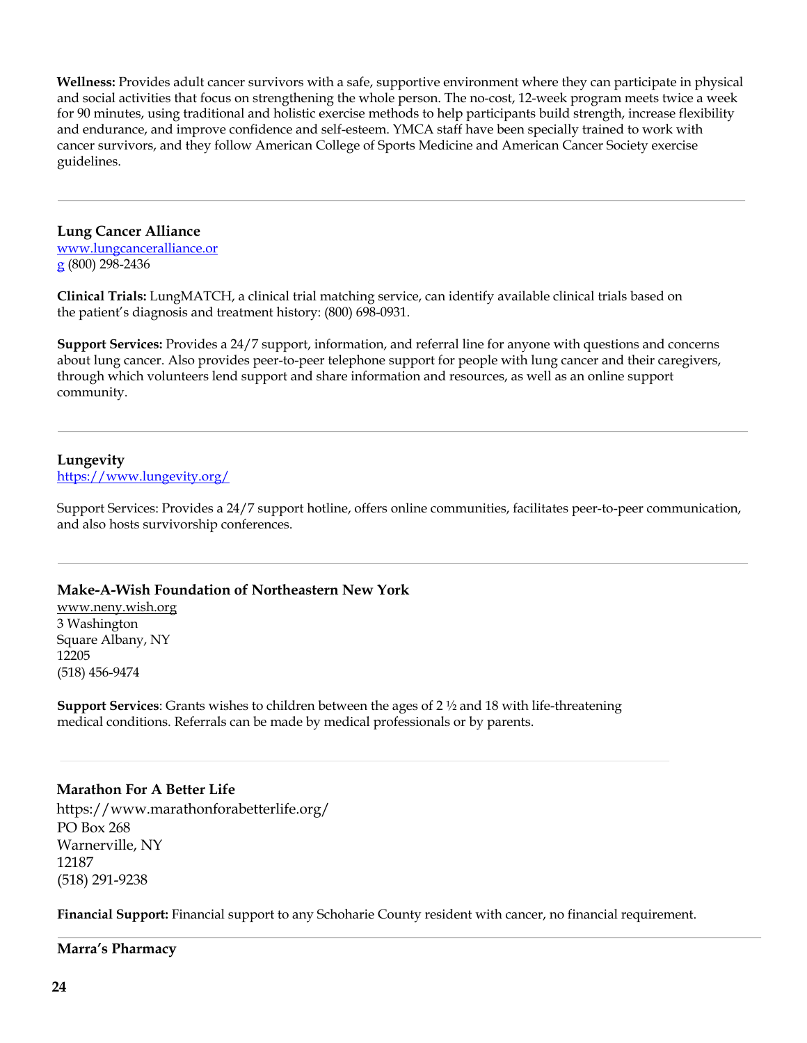**Wellness:** Provides adult cancer survivors with a safe, supportive environment where they can participate in physical and social activities that focus on strengthening the whole person. The no-cost, 12-week program meets twice a week for 90 minutes, using traditional and holistic exercise methods to help participants build strength, increase flexibility and endurance, and improve confidence and self-esteem. YMCA staff have been specially trained to work with cancer survivors, and they follow American College of Sports Medicine and American Cancer Society exercise guidelines.

---

### Lung Cancer Alliance

www.lungcanceralliance.org (800) 298-2436

**Clinical Trials:** LungMATCH, a clinical trial matching service, can identify available clinical trials based on the patient's diagnosis and treatment history: (800) 698-0931.

**Support Services:** Provides a 24/7 support, information, and referral line for anyone with questions and concerns about lung cancer. Also provides peer-to-peer telephone support for people with lung cancer and their caregivers, through which volunteers lend support and share information and resources, as well as an online support community.

---

### Lungevity

https://www.lungevity.org/

Support Services: Provides a 24/7 support hotline, offers online communities, facilitates peer-to-peer communication, and also hosts survivorship conferences.

---

### Make-A-Wish Foundation of Northeastern New York

www.neny.wish.org
3 Washington Square Albany, NY 12205
(518) 456-9474

**Support Services**: Grants wishes to children between the ages of 2 ½ and 18 with life-threatening medical conditions. Referrals can be made by medical professionals or by parents.

---

### Marathon For A Better Life

https://www.marathonforabetterlife.org/
PO Box 268
Warnerville, NY
12187
(518) 291-9238

**Financial Support:** Financial support to any Schoharie County resident with cancer, no financial requirement.

---

### Marra's Pharmacy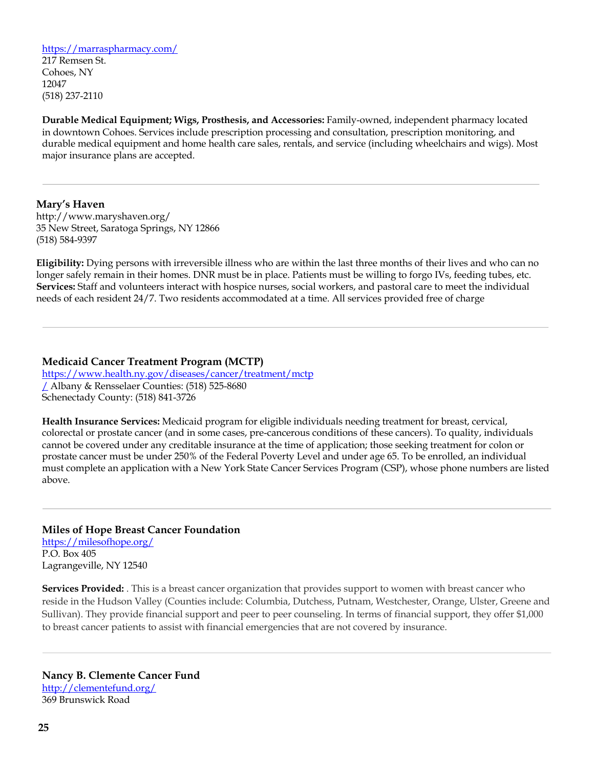https://marraspharmacy.com/
217 Remsen St.
Cohoes, NY
12047
(518) 237-2110

**Durable Medical Equipment; Wigs, Prosthesis, and Accessories:** Family-owned, independent pharmacy located in downtown Cohoes. Services include prescription processing and consultation, prescription monitoring, and durable medical equipment and home health care sales, rentals, and service (including wheelchairs and wigs). Most major insurance plans are accepted.

---

**Mary's Haven**
http://www.maryshaven.org/
35 New Street, Saratoga Springs, NY 12866
(518) 584-9397

**Eligibility:** Dying persons with irreversible illness who are within the last three months of their lives and who can no longer safely remain in their homes. DNR must be in place. Patients must be willing to forgo IVs, feeding tubes, etc.
**Services:** Staff and volunteers interact with hospice nurses, social workers, and pastoral care to meet the individual needs of each resident 24/7. Two residents accommodated at a time. All services provided free of charge

---

**Medicaid Cancer Treatment Program (MCTP)**
https://www.health.ny.gov/diseases/cancer/treatment/mctp/ Albany & Rensselaer Counties: (518) 525-8680
Schenectady County: (518) 841-3726

**Health Insurance Services:** Medicaid program for eligible individuals needing treatment for breast, cervical, colorectal or prostate cancer (and in some cases, pre-cancerous conditions of these cancers). To quality, individuals cannot be covered under any creditable insurance at the time of application; those seeking treatment for colon or prostate cancer must be under 250% of the Federal Poverty Level and under age 65. To be enrolled, an individual must complete an application with a New York State Cancer Services Program (CSP), whose phone numbers are listed above.

---

**Miles of Hope Breast Cancer Foundation**
https://milesofhope.org/
P.O. Box 405
Lagrangeville, NY 12540

**Services Provided:** . This is a breast cancer organization that provides support to women with breast cancer who reside in the Hudson Valley (Counties include: Columbia, Dutchess, Putnam, Westchester, Orange, Ulster, Greene and Sullivan). They provide financial support and peer to peer counseling. In terms of financial support, they offer $1,000 to breast cancer patients to assist with financial emergencies that are not covered by insurance.

---

**Nancy B. Clemente Cancer Fund**
http://clementefund.org/
369 Brunswick Road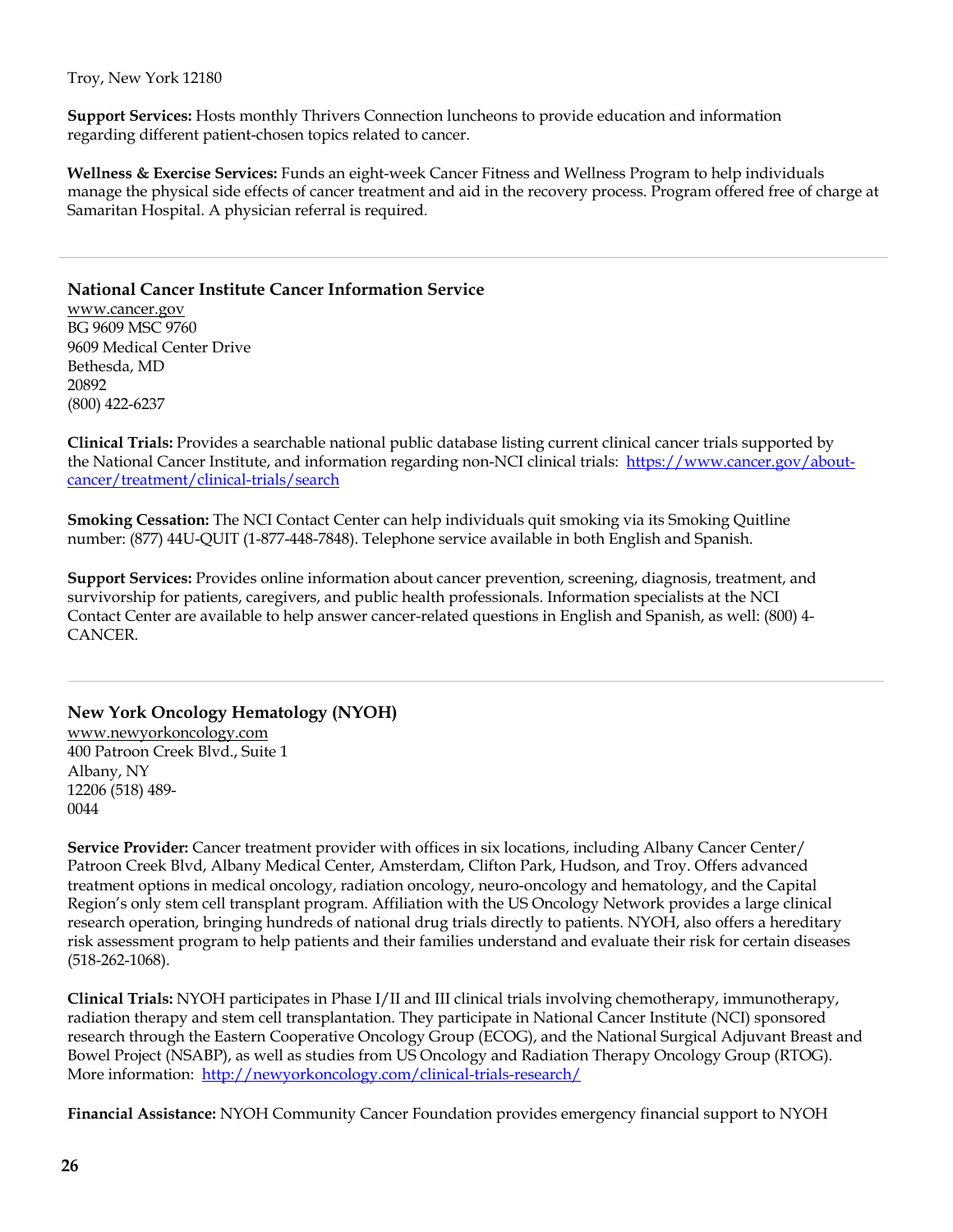Troy, New York 12180

**Support Services:** Hosts monthly Thrivers Connection luncheons to provide education and information regarding different patient-chosen topics related to cancer.

**Wellness & Exercise Services:** Funds an eight-week Cancer Fitness and Wellness Program to help individuals manage the physical side effects of cancer treatment and aid in the recovery process. Program offered free of charge at Samaritan Hospital. A physician referral is required.

---

### National Cancer Institute Cancer Information Service

www.cancer.gov
BG 9609 MSC 9760
9609 Medical Center Drive
Bethesda, MD
20892
(800) 422-6237

**Clinical Trials:** Provides a searchable national public database listing current clinical cancer trials supported by the National Cancer Institute, and information regarding non-NCI clinical trials: https://www.cancer.gov/about-cancer/treatment/clinical-trials/search

**Smoking Cessation:** The NCI Contact Center can help individuals quit smoking via its Smoking Quitline number: (877) 44U-QUIT (1-877-448-7848). Telephone service available in both English and Spanish.

**Support Services:** Provides online information about cancer prevention, screening, diagnosis, treatment, and survivorship for patients, caregivers, and public health professionals. Information specialists at the NCI Contact Center are available to help answer cancer-related questions in English and Spanish, as well: (800) 4-CANCER.

---

### New York Oncology Hematology (NYOH)

www.newyorkoncology.com
400 Patroon Creek Blvd., Suite 1
Albany, NY
12206 (518) 489-0044

**Service Provider:** Cancer treatment provider with offices in six locations, including Albany Cancer Center/ Patroon Creek Blvd, Albany Medical Center, Amsterdam, Clifton Park, Hudson, and Troy. Offers advanced treatment options in medical oncology, radiation oncology, neuro-oncology and hematology, and the Capital Region's only stem cell transplant program. Affiliation with the US Oncology Network provides a large clinical research operation, bringing hundreds of national drug trials directly to patients. NYOH, also offers a hereditary risk assessment program to help patients and their families understand and evaluate their risk for certain diseases (518-262-1068).

**Clinical Trials:** NYOH participates in Phase I/II and III clinical trials involving chemotherapy, immunotherapy, radiation therapy and stem cell transplantation. They participate in National Cancer Institute (NCI) sponsored research through the Eastern Cooperative Oncology Group (ECOG), and the National Surgical Adjuvant Breast and Bowel Project (NSABP), as well as studies from US Oncology and Radiation Therapy Oncology Group (RTOG). More information: http://newyorkoncology.com/clinical-trials-research/

**Financial Assistance:** NYOH Community Cancer Foundation provides emergency financial support to NYOH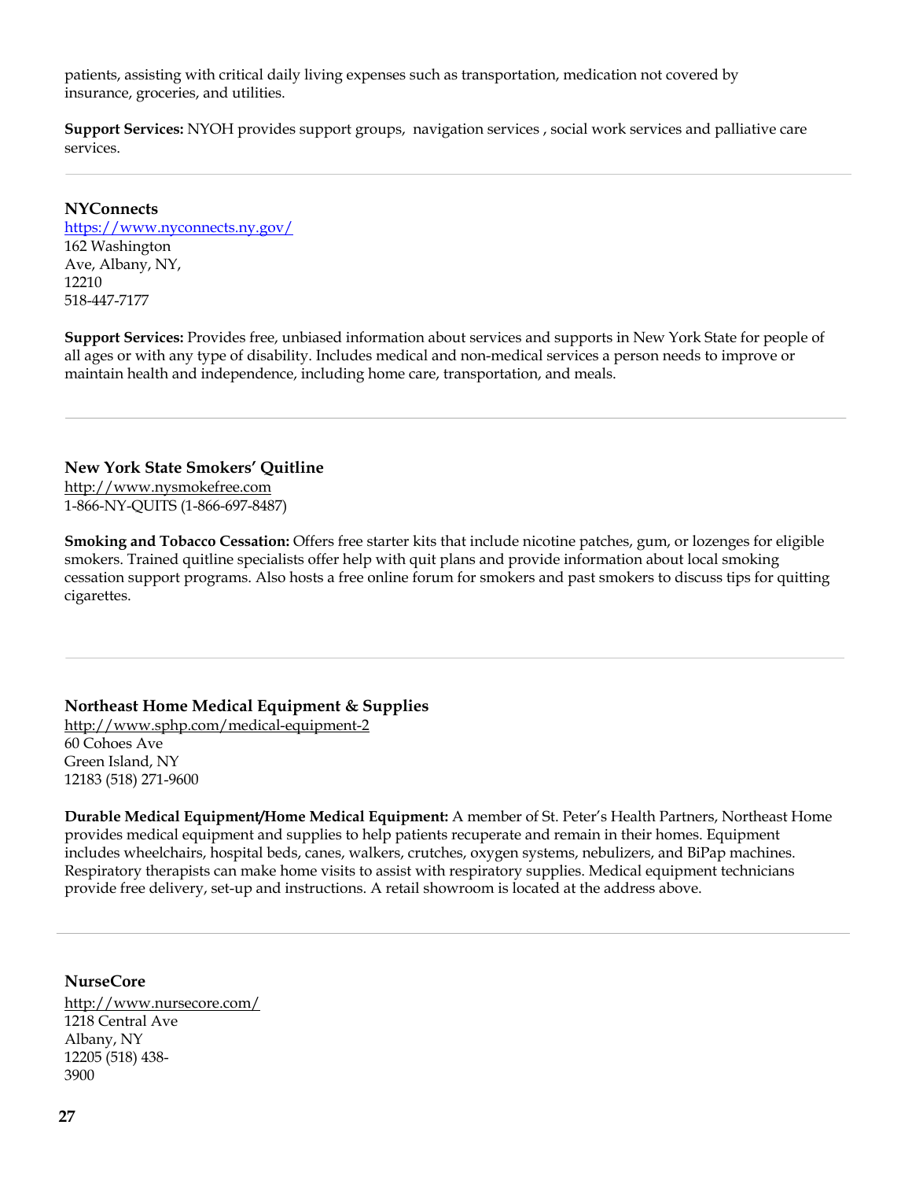patients, assisting with critical daily living expenses such as transportation, medication not covered by insurance, groceries, and utilities.

**Support Services:** NYOH provides support groups, navigation services , social work services and palliative care services.

---

**NYConnects**
https://www.nyconnects.ny.gov/
162 Washington Ave, Albany, NY, 12210
518-447-7177

**Support Services:** Provides free, unbiased information about services and supports in New York State for people of all ages or with any type of disability. Includes medical and non-medical services a person needs to improve or maintain health and independence, including home care, transportation, and meals.

---

**New York State Smokers' Quitline**
http://www.nysmokefree.com
1-866-NY-QUITS (1-866-697-8487)

**Smoking and Tobacco Cessation:** Offers free starter kits that include nicotine patches, gum, or lozenges for eligible smokers. Trained quitline specialists offer help with quit plans and provide information about local smoking cessation support programs. Also hosts a free online forum for smokers and past smokers to discuss tips for quitting cigarettes.

---

**Northeast Home Medical Equipment & Supplies**
http://www.sphp.com/medical-equipment-2
60 Cohoes Ave
Green Island, NY
12183 (518) 271-9600

**Durable Medical Equipment/Home Medical Equipment:** A member of St. Peter's Health Partners, Northeast Home provides medical equipment and supplies to help patients recuperate and remain in their homes. Equipment includes wheelchairs, hospital beds, canes, walkers, crutches, oxygen systems, nebulizers, and BiPap machines. Respiratory therapists can make home visits to assist with respiratory supplies. Medical equipment technicians provide free delivery, set-up and instructions. A retail showroom is located at the address above.

---

**NurseCore**
http://www.nursecore.com/
1218 Central Ave
Albany, NY
12205 (518) 438-3900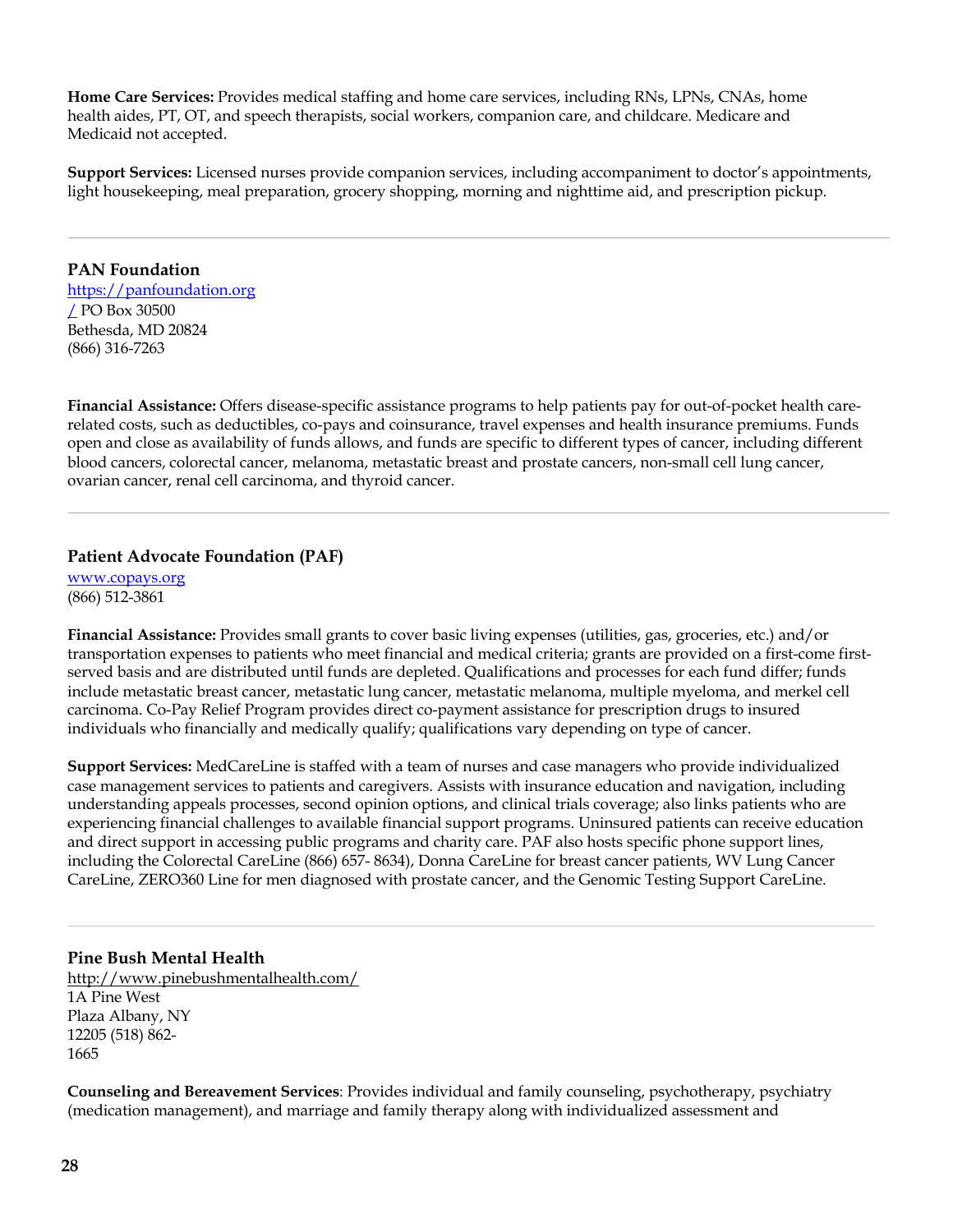**Home Care Services:** Provides medical staffing and home care services, including RNs, LPNs, CNAs, home health aides, PT, OT, and speech therapists, social workers, companion care, and childcare. Medicare and Medicaid not accepted.

**Support Services:** Licensed nurses provide companion services, including accompaniment to doctor's appointments, light housekeeping, meal preparation, grocery shopping, morning and nighttime aid, and prescription pickup.

---

**PAN Foundation**
https://panfoundation.org/
PO Box 30500
Bethesda, MD 20824
(866) 316-7263

**Financial Assistance:** Offers disease-specific assistance programs to help patients pay for out-of-pocket health care-related costs, such as deductibles, co-pays and coinsurance, travel expenses and health insurance premiums. Funds open and close as availability of funds allows, and funds are specific to different types of cancer, including different blood cancers, colorectal cancer, melanoma, metastatic breast and prostate cancers, non-small cell lung cancer, ovarian cancer, renal cell carcinoma, and thyroid cancer.

---

**Patient Advocate Foundation (PAF)**
www.copays.org
(866) 512-3861

**Financial Assistance:** Provides small grants to cover basic living expenses (utilities, gas, groceries, etc.) and/or transportation expenses to patients who meet financial and medical criteria; grants are provided on a first-come first-served basis and are distributed until funds are depleted. Qualifications and processes for each fund differ; funds include metastatic breast cancer, metastatic lung cancer, metastatic melanoma, multiple myeloma, and merkel cell carcinoma. Co-Pay Relief Program provides direct co-payment assistance for prescription drugs to insured individuals who financially and medically qualify; qualifications vary depending on type of cancer.

**Support Services:** MedCareLine is staffed with a team of nurses and case managers who provide individualized case management services to patients and caregivers. Assists with insurance education and navigation, including understanding appeals processes, second opinion options, and clinical trials coverage; also links patients who are experiencing financial challenges to available financial support programs. Uninsured patients can receive education and direct support in accessing public programs and charity care. PAF also hosts specific phone support lines, including the Colorectal CareLine (866) 657- 8634), Donna CareLine for breast cancer patients, WV Lung Cancer CareLine, ZERO360 Line for men diagnosed with prostate cancer, and the Genomic Testing Support CareLine.

---

**Pine Bush Mental Health**
http://www.pinebushmentalhealth.com/
1A Pine West
Plaza Albany, NY
12205 (518) 862-
1665

**Counseling and Bereavement Services**: Provides individual and family counseling, psychotherapy, psychiatry (medication management), and marriage and family therapy along with individualized assessment and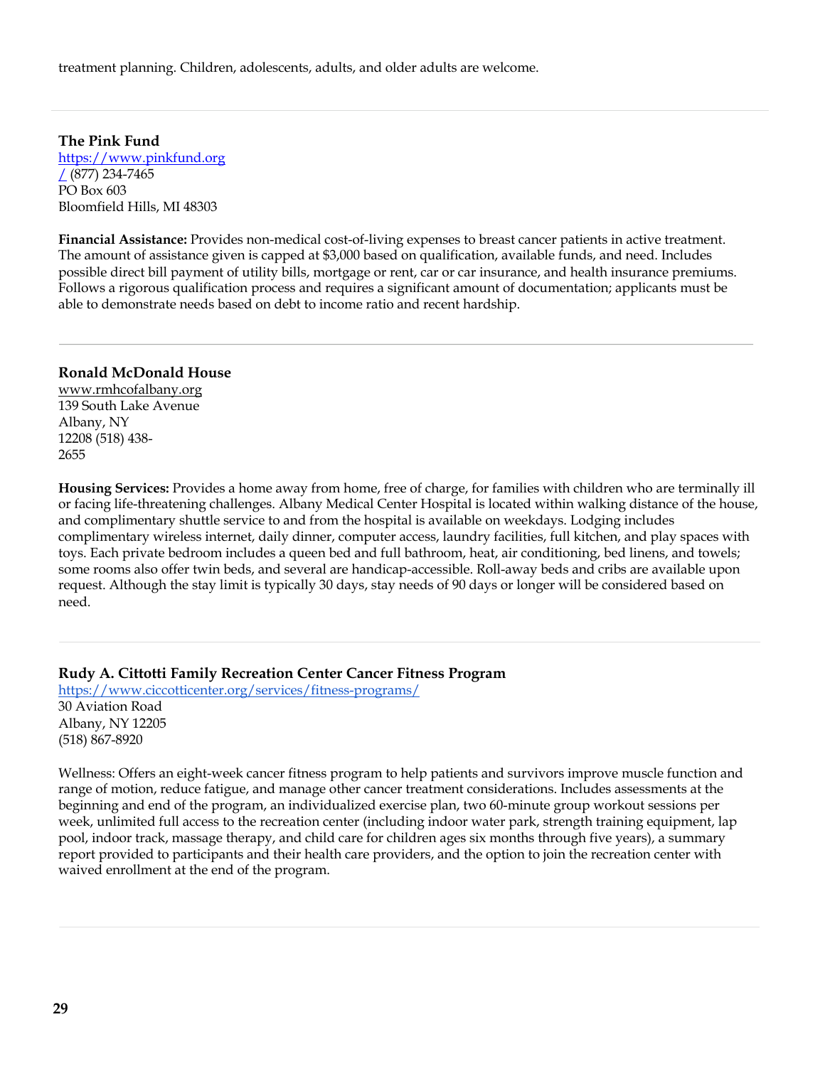treatment planning. Children, adolescents, adults, and older adults are welcome.

---

**The Pink Fund**
https://www.pinkfund.org/ (877) 234-7465
PO Box 603
Bloomfield Hills, MI 48303

**Financial Assistance:** Provides non-medical cost-of-living expenses to breast cancer patients in active treatment. The amount of assistance given is capped at $3,000 based on qualification, available funds, and need. Includes possible direct bill payment of utility bills, mortgage or rent, car or car insurance, and health insurance premiums. Follows a rigorous qualification process and requires a significant amount of documentation; applicants must be able to demonstrate needs based on debt to income ratio and recent hardship.

---

**Ronald McDonald House**
www.rmhcofalbany.org
139 South Lake Avenue
Albany, NY
12208 (518) 438-
2655

**Housing Services:** Provides a home away from home, free of charge, for families with children who are terminally ill or facing life-threatening challenges. Albany Medical Center Hospital is located within walking distance of the house, and complimentary shuttle service to and from the hospital is available on weekdays. Lodging includes complimentary wireless internet, daily dinner, computer access, laundry facilities, full kitchen, and play spaces with toys. Each private bedroom includes a queen bed and full bathroom, heat, air conditioning, bed linens, and towels; some rooms also offer twin beds, and several are handicap-accessible. Roll-away beds and cribs are available upon request. Although the stay limit is typically 30 days, stay needs of 90 days or longer will be considered based on need.

---

**Rudy A. Cittotti Family Recreation Center Cancer Fitness Program**
https://www.ciccotticenter.org/services/fitness-programs/
30 Aviation Road
Albany, NY 12205
(518) 867-8920

Wellness: Offers an eight-week cancer fitness program to help patients and survivors improve muscle function and range of motion, reduce fatigue, and manage other cancer treatment considerations. Includes assessments at the beginning and end of the program, an individualized exercise plan, two 60-minute group workout sessions per week, unlimited full access to the recreation center (including indoor water park, strength training equipment, lap pool, indoor track, massage therapy, and child care for children ages six months through five years), a summary report provided to participants and their health care providers, and the option to join the recreation center with waived enrollment at the end of the program.

---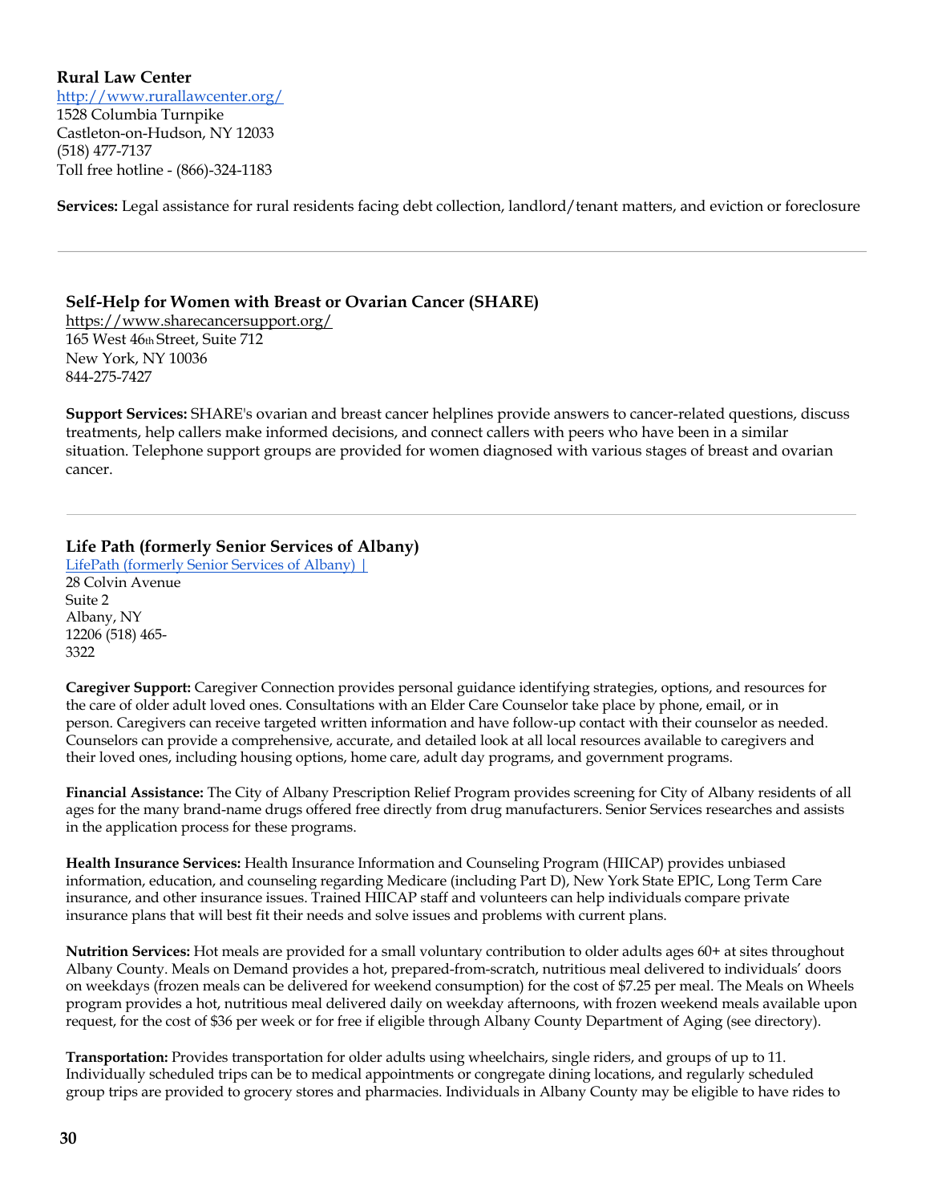**Rural Law Center**
http://www.rurallawcenter.org/
1528 Columbia Turnpike
Castleton-on-Hudson, NY 12033
(518) 477-7137
Toll free hotline - (866)-324-1183

**Services:** Legal assistance for rural residents facing debt collection, landlord/tenant matters, and eviction or foreclosure

---

**Self-Help for Women with Breast or Ovarian Cancer (SHARE)**
https://www.sharecancersupport.org/
165 West 46th Street, Suite 712
New York, NY 10036
844-275-7427

**Support Services:** SHARE's ovarian and breast cancer helplines provide answers to cancer-related questions, discuss treatments, help callers make informed decisions, and connect callers with peers who have been in a similar situation. Telephone support groups are provided for women diagnosed with various stages of breast and ovarian cancer.

---

**Life Path (formerly Senior Services of Albany)**
LifePath (formerly Senior Services of Albany) |
28 Colvin Avenue
Suite 2
Albany, NY
12206 (518) 465-3322

**Caregiver Support:** Caregiver Connection provides personal guidance identifying strategies, options, and resources for the care of older adult loved ones. Consultations with an Elder Care Counselor take place by phone, email, or in person. Caregivers can receive targeted written information and have follow-up contact with their counselor as needed. Counselors can provide a comprehensive, accurate, and detailed look at all local resources available to caregivers and their loved ones, including housing options, home care, adult day programs, and government programs.

**Financial Assistance:** The City of Albany Prescription Relief Program provides screening for City of Albany residents of all ages for the many brand-name drugs offered free directly from drug manufacturers. Senior Services researches and assists in the application process for these programs.

**Health Insurance Services:** Health Insurance Information and Counseling Program (HIICAP) provides unbiased information, education, and counseling regarding Medicare (including Part D), New York State EPIC, Long Term Care insurance, and other insurance issues. Trained HIICAP staff and volunteers can help individuals compare private insurance plans that will best fit their needs and solve issues and problems with current plans.

**Nutrition Services:** Hot meals are provided for a small voluntary contribution to older adults ages 60+ at sites throughout Albany County. Meals on Demand provides a hot, prepared-from-scratch, nutritious meal delivered to individuals' doors on weekdays (frozen meals can be delivered for weekend consumption) for the cost of $7.25 per meal. The Meals on Wheels program provides a hot, nutritious meal delivered daily on weekday afternoons, with frozen weekend meals available upon request, for the cost of $36 per week or for free if eligible through Albany County Department of Aging (see directory).

**Transportation:** Provides transportation for older adults using wheelchairs, single riders, and groups of up to 11. Individually scheduled trips can be to medical appointments or congregate dining locations, and regularly scheduled group trips are provided to grocery stores and pharmacies. Individuals in Albany County may be eligible to have rides to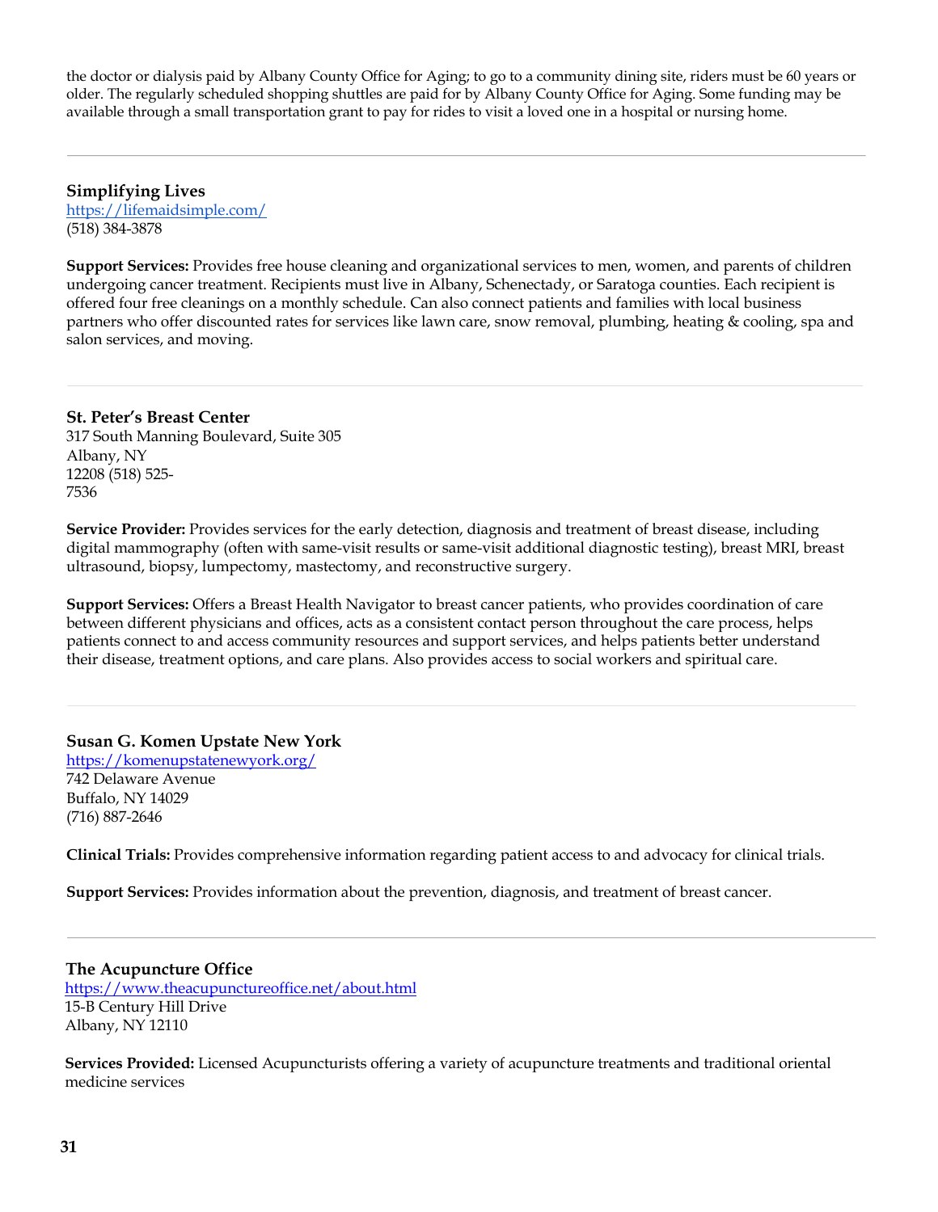the doctor or dialysis paid by Albany County Office for Aging; to go to a community dining site, riders must be 60 years or older. The regularly scheduled shopping shuttles are paid for by Albany County Office for Aging. Some funding may be available through a small transportation grant to pay for rides to visit a loved one in a hospital or nursing home.

---

**Simplifying Lives**
https://lifemaidsimple.com/
(518) 384-3878

**Support Services:** Provides free house cleaning and organizational services to men, women, and parents of children undergoing cancer treatment. Recipients must live in Albany, Schenectady, or Saratoga counties. Each recipient is offered four free cleanings on a monthly schedule. Can also connect patients and families with local business partners who offer discounted rates for services like lawn care, snow removal, plumbing, heating & cooling, spa and salon services, and moving.

---

**St. Peter's Breast Center**
317 South Manning Boulevard, Suite 305
Albany, NY
12208 (518) 525-
7536

**Service Provider:** Provides services for the early detection, diagnosis and treatment of breast disease, including digital mammography (often with same-visit results or same-visit additional diagnostic testing), breast MRI, breast ultrasound, biopsy, lumpectomy, mastectomy, and reconstructive surgery.

**Support Services:** Offers a Breast Health Navigator to breast cancer patients, who provides coordination of care between different physicians and offices, acts as a consistent contact person throughout the care process, helps patients connect to and access community resources and support services, and helps patients better understand their disease, treatment options, and care plans. Also provides access to social workers and spiritual care.

---

**Susan G. Komen Upstate New York**
https://komenupstatenewyork.org/
742 Delaware Avenue
Buffalo, NY 14029
(716) 887-2646

**Clinical Trials:** Provides comprehensive information regarding patient access to and advocacy for clinical trials.

**Support Services:** Provides information about the prevention, diagnosis, and treatment of breast cancer.

---

**The Acupuncture Office**
https://www.theacupunctureoffice.net/about.html
15-B Century Hill Drive
Albany, NY 12110

**Services Provided:** Licensed Acupuncturists offering a variety of acupuncture treatments and traditional oriental medicine services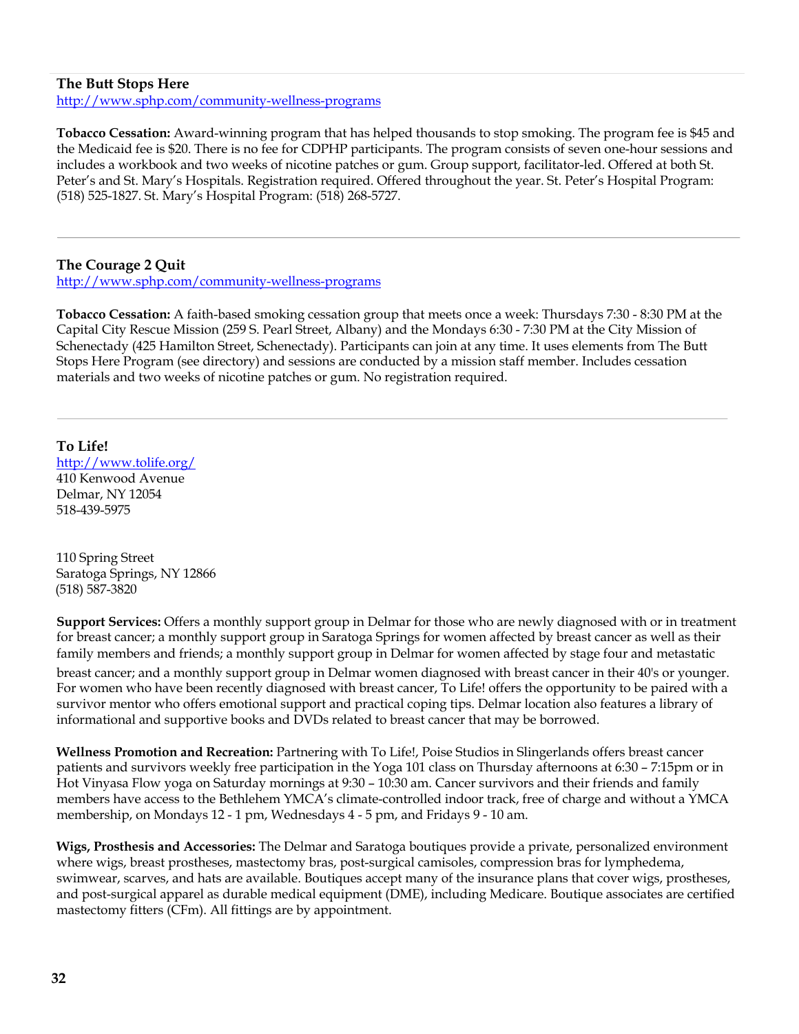### The Butt Stops Here

http://www.sphp.com/community-wellness-programs

**Tobacco Cessation:** Award-winning program that has helped thousands to stop smoking. The program fee is $45 and the Medicaid fee is $20. There is no fee for CDPHP participants. The program consists of seven one-hour sessions and includes a workbook and two weeks of nicotine patches or gum. Group support, facilitator-led. Offered at both St. Peter's and St. Mary's Hospitals. Registration required. Offered throughout the year. St. Peter's Hospital Program: (518) 525-1827. St. Mary's Hospital Program: (518) 268-5727.

---

### The Courage 2 Quit

http://www.sphp.com/community-wellness-programs

**Tobacco Cessation:** A faith-based smoking cessation group that meets once a week: Thursdays 7:30 - 8:30 PM at the Capital City Rescue Mission (259 S. Pearl Street, Albany) and the Mondays 6:30 - 7:30 PM at the City Mission of Schenectady (425 Hamilton Street, Schenectady). Participants can join at any time. It uses elements from The Butt Stops Here Program (see directory) and sessions are conducted by a mission staff member. Includes cessation materials and two weeks of nicotine patches or gum. No registration required.

---

### To Life!

http://www.tolife.org/
410 Kenwood Avenue
Delmar, NY 12054
518-439-5975

110 Spring Street
Saratoga Springs, NY 12866
(518) 587-3820

**Support Services:** Offers a monthly support group in Delmar for those who are newly diagnosed with or in treatment for breast cancer; a monthly support group in Saratoga Springs for women affected by breast cancer as well as their family members and friends; a monthly support group in Delmar for women affected by stage four and metastatic breast cancer; and a monthly support group in Delmar women diagnosed with breast cancer in their 40's or younger. For women who have been recently diagnosed with breast cancer, To Life! offers the opportunity to be paired with a survivor mentor who offers emotional support and practical coping tips. Delmar location also features a library of informational and supportive books and DVDs related to breast cancer that may be borrowed.

**Wellness Promotion and Recreation:** Partnering with To Life!, Poise Studios in Slingerlands offers breast cancer patients and survivors weekly free participation in the Yoga 101 class on Thursday afternoons at 6:30 – 7:15pm or in Hot Vinyasa Flow yoga on Saturday mornings at 9:30 – 10:30 am. Cancer survivors and their friends and family members have access to the Bethlehem YMCA's climate-controlled indoor track, free of charge and without a YMCA membership, on Mondays 12 - 1 pm, Wednesdays 4 - 5 pm, and Fridays 9 - 10 am.

**Wigs, Prosthesis and Accessories:** The Delmar and Saratoga boutiques provide a private, personalized environment where wigs, breast prostheses, mastectomy bras, post-surgical camisoles, compression bras for lymphedema, swimwear, scarves, and hats are available. Boutiques accept many of the insurance plans that cover wigs, prostheses, and post-surgical apparel as durable medical equipment (DME), including Medicare. Boutique associates are certified mastectomy fitters (CFm). All fittings are by appointment.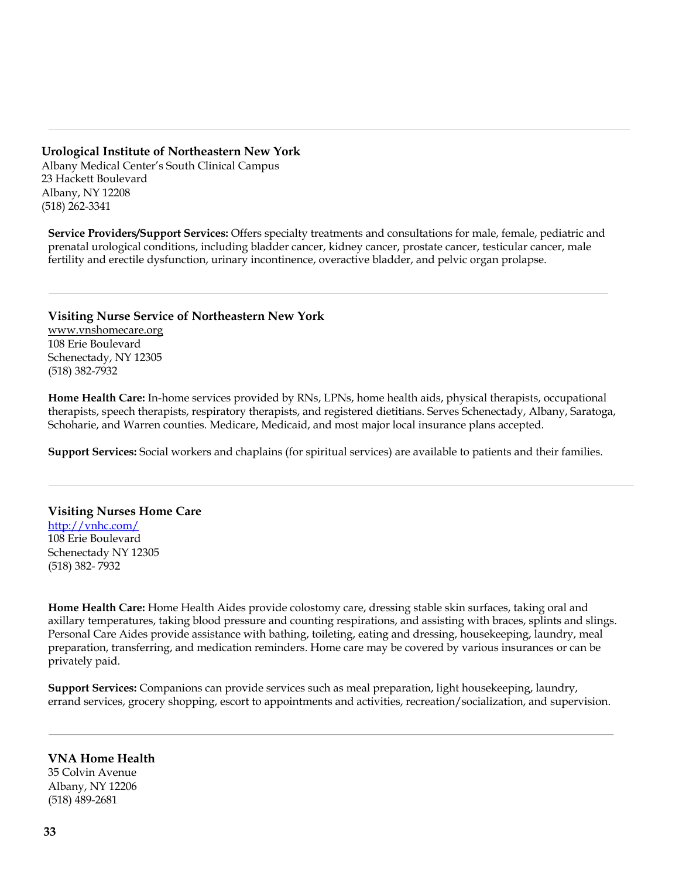---

**Urological Institute of Northeastern New York**
Albany Medical Center's South Clinical Campus
23 Hackett Boulevard
Albany, NY 12208
(518) 262-3341

**Service Providers/Support Services:** Offers specialty treatments and consultations for male, female, pediatric and prenatal urological conditions, including bladder cancer, kidney cancer, prostate cancer, testicular cancer, male fertility and erectile dysfunction, urinary incontinence, overactive bladder, and pelvic organ prolapse.

---

**Visiting Nurse Service of Northeastern New York**
www.vnshomecare.org
108 Erie Boulevard
Schenectady, NY 12305
(518) 382-7932

**Home Health Care:** In-home services provided by RNs, LPNs, home health aids, physical therapists, occupational therapists, speech therapists, respiratory therapists, and registered dietitians. Serves Schenectady, Albany, Saratoga, Schoharie, and Warren counties. Medicare, Medicaid, and most major local insurance plans accepted.

**Support Services:** Social workers and chaplains (for spiritual services) are available to patients and their families.

---

**Visiting Nurses Home Care**
http://vnhc.com/
108 Erie Boulevard
Schenectady NY 12305
(518) 382- 7932

**Home Health Care:** Home Health Aides provide colostomy care, dressing stable skin surfaces, taking oral and axillary temperatures, taking blood pressure and counting respirations, and assisting with braces, splints and slings. Personal Care Aides provide assistance with bathing, toileting, eating and dressing, housekeeping, laundry, meal preparation, transferring, and medication reminders. Home care may be covered by various insurances or can be privately paid.

**Support Services:** Companions can provide services such as meal preparation, light housekeeping, laundry, errand services, grocery shopping, escort to appointments and activities, recreation/socialization, and supervision.

---

**VNA Home Health**
35 Colvin Avenue
Albany, NY 12206
(518) 489-2681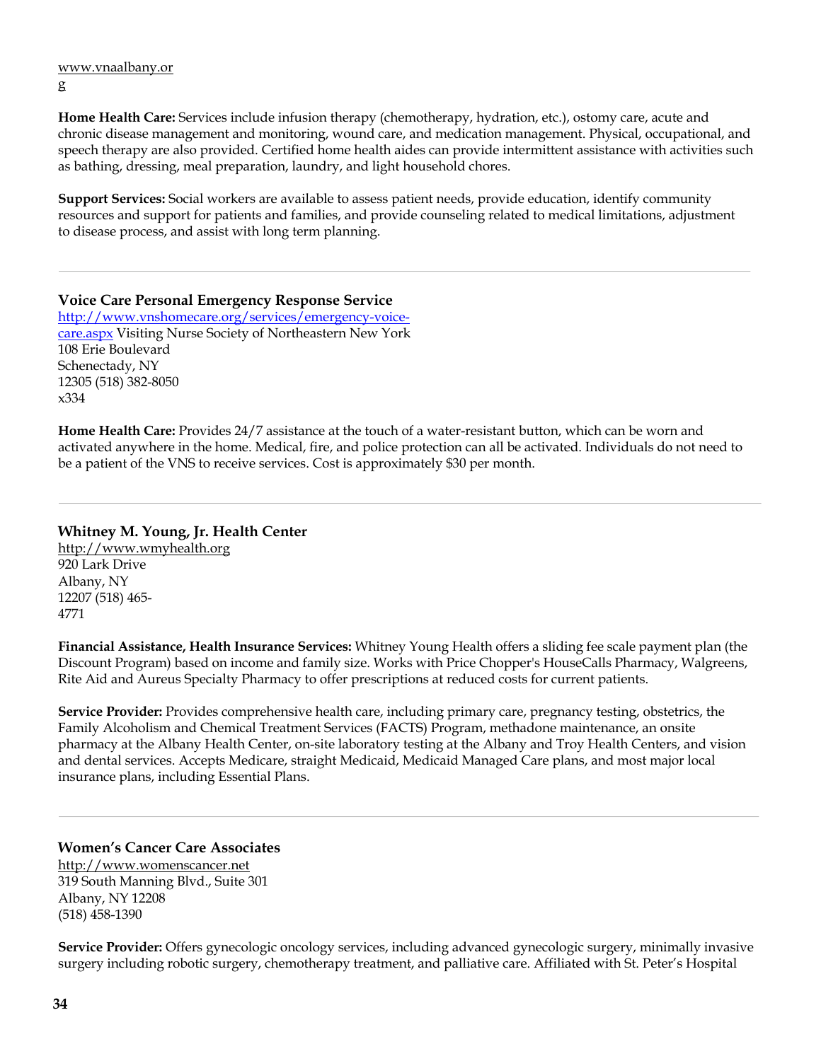www.vnaalbany.or
g

**Home Health Care:** Services include infusion therapy (chemotherapy, hydration, etc.), ostomy care, acute and chronic disease management and monitoring, wound care, and medication management. Physical, occupational, and speech therapy are also provided. Certified home health aides can provide intermittent assistance with activities such as bathing, dressing, meal preparation, laundry, and light household chores.

**Support Services:** Social workers are available to assess patient needs, provide education, identify community resources and support for patients and families, and provide counseling related to medical limitations, adjustment to disease process, and assist with long term planning.

---

### Voice Care Personal Emergency Response Service

http://www.vnshomecare.org/services/emergency-voice-care.aspx Visiting Nurse Society of Northeastern New York
108 Erie Boulevard
Schenectady, NY
12305 (518) 382-8050
x334

**Home Health Care:** Provides 24/7 assistance at the touch of a water-resistant button, which can be worn and activated anywhere in the home. Medical, fire, and police protection can all be activated. Individuals do not need to be a patient of the VNS to receive services. Cost is approximately $30 per month.

---

### Whitney M. Young, Jr. Health Center

http://www.wmyhealth.org
920 Lark Drive
Albany, NY
12207 (518) 465-
4771

**Financial Assistance, Health Insurance Services:** Whitney Young Health offers a sliding fee scale payment plan (the Discount Program) based on income and family size. Works with Price Chopper's HouseCalls Pharmacy, Walgreens, Rite Aid and Aureus Specialty Pharmacy to offer prescriptions at reduced costs for current patients.

**Service Provider:** Provides comprehensive health care, including primary care, pregnancy testing, obstetrics, the Family Alcoholism and Chemical Treatment Services (FACTS) Program, methadone maintenance, an onsite pharmacy at the Albany Health Center, on-site laboratory testing at the Albany and Troy Health Centers, and vision and dental services. Accepts Medicare, straight Medicaid, Medicaid Managed Care plans, and most major local insurance plans, including Essential Plans.

---

### Women's Cancer Care Associates

http://www.womenscancer.net
319 South Manning Blvd., Suite 301
Albany, NY 12208
(518) 458-1390

**Service Provider:** Offers gynecologic oncology services, including advanced gynecologic surgery, minimally invasive surgery including robotic surgery, chemotherapy treatment, and palliative care. Affiliated with St. Peter's Hospital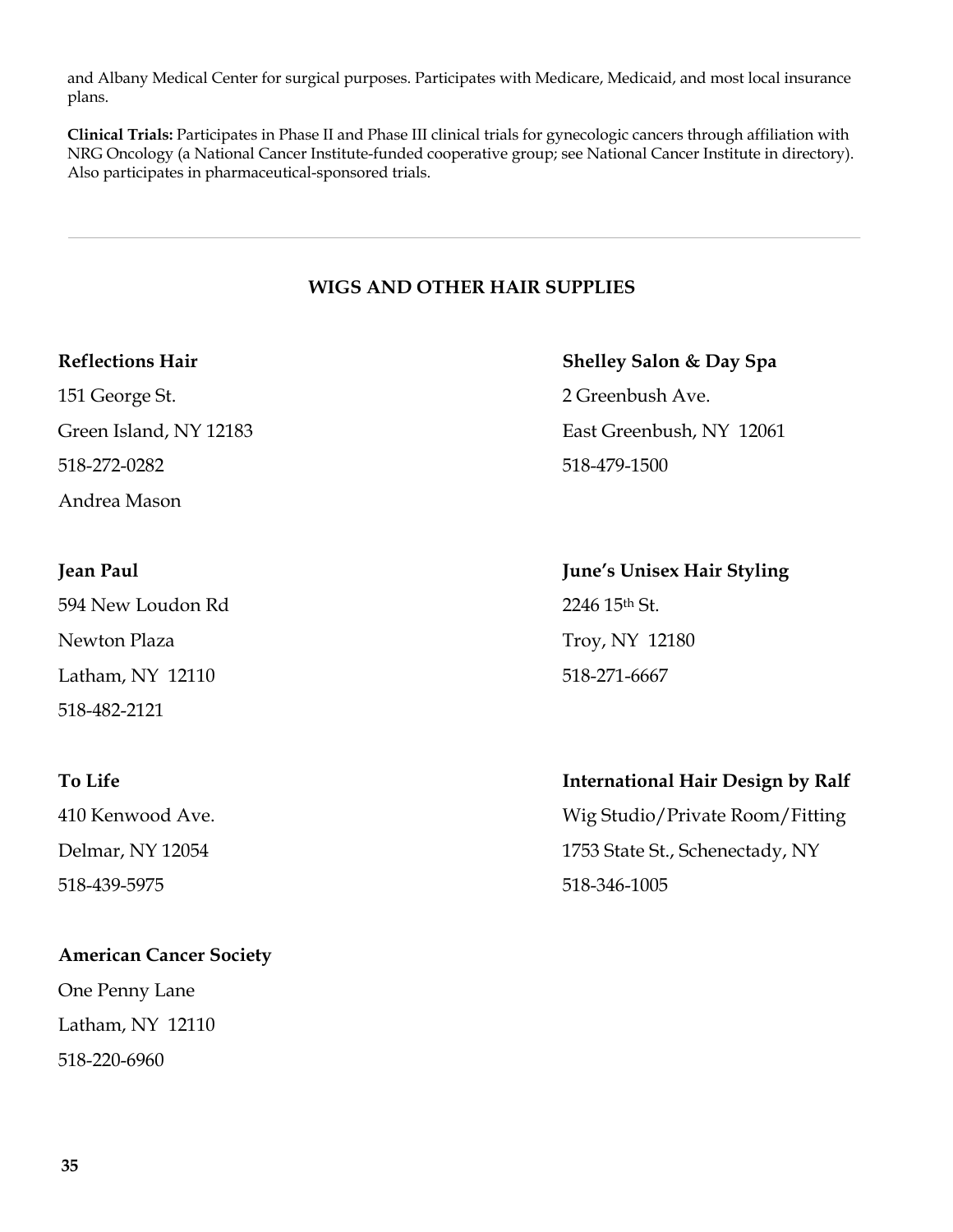and Albany Medical Center for surgical purposes. Participates with Medicare, Medicaid, and most local insurance plans.

**Clinical Trials:** Participates in Phase II and Phase III clinical trials for gynecologic cancers through affiliation with NRG Oncology (a National Cancer Institute-funded cooperative group; see National Cancer Institute in directory). Also participates in pharmaceutical-sponsored trials.

---

## WIGS AND OTHER HAIR SUPPLIES

**Reflections Hair**
151 George St.
Green Island, NY 12183
518-272-0282
Andrea Mason

**Jean Paul**
594 New Loudon Rd
Newton Plaza
Latham, NY 12110
518-482-2121

**To Life**
410 Kenwood Ave.
Delmar, NY 12054
518-439-5975

**American Cancer Society**
One Penny Lane
Latham, NY 12110
518-220-6960

**Shelley Salon & Day Spa**
2 Greenbush Ave.
East Greenbush, NY 12061
518-479-1500

**June's Unisex Hair Styling**
2246 15th St.
Troy, NY 12180
518-271-6667

**International Hair Design by Ralf**
Wig Studio/Private Room/Fitting
1753 State St., Schenectady, NY
518-346-1005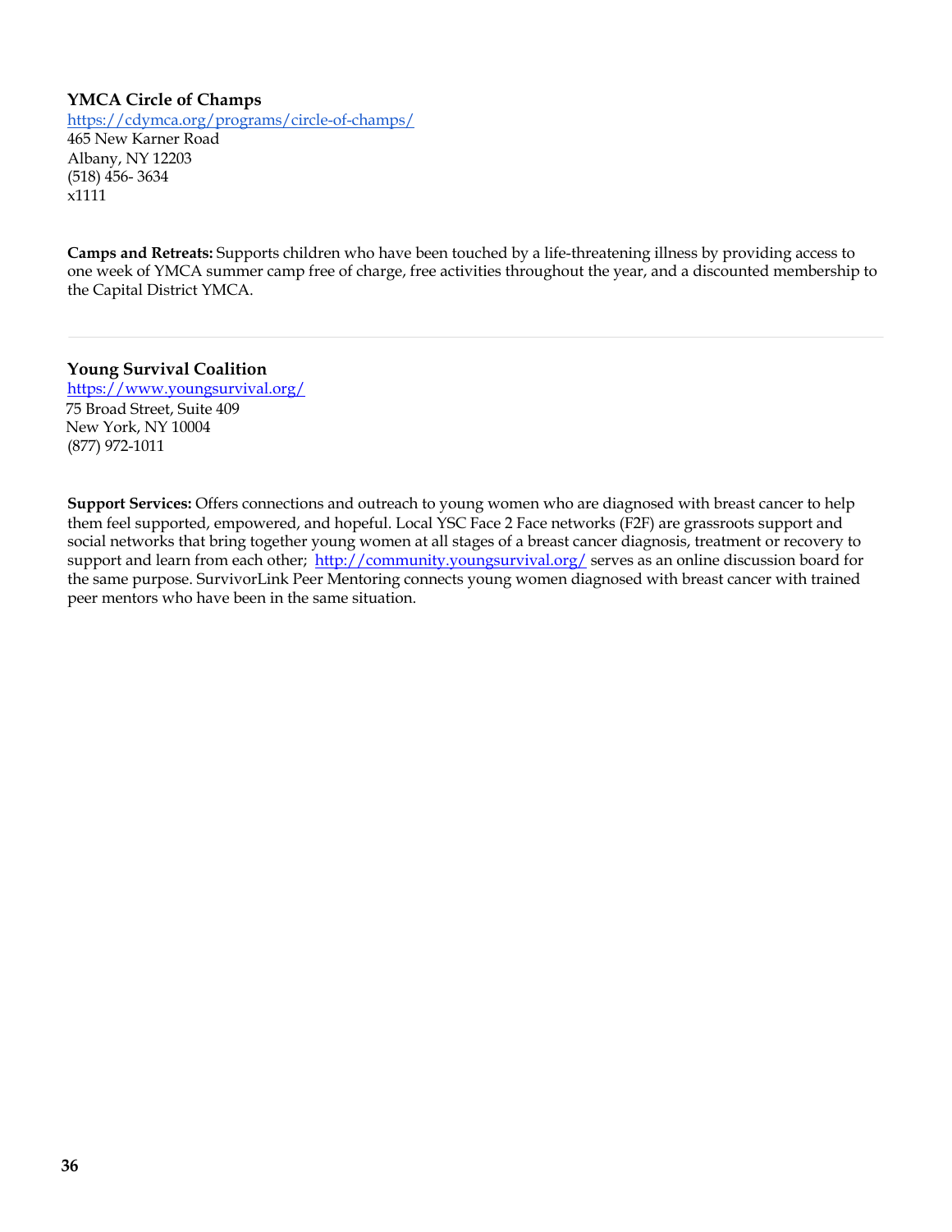**YMCA Circle of Champs**
https://cdymca.org/programs/circle-of-champs/
465 New Karner Road
Albany, NY 12203
(518) 456- 3634
x1111

**Camps and Retreats:** Supports children who have been touched by a life-threatening illness by providing access to one week of YMCA summer camp free of charge, free activities throughout the year, and a discounted membership to the Capital District YMCA.

---

**Young Survival Coalition**
https://www.youngsurvival.org/
75 Broad Street, Suite 409
New York, NY 10004
(877) 972-1011

**Support Services:** Offers connections and outreach to young women who are diagnosed with breast cancer to help them feel supported, empowered, and hopeful. Local YSC Face 2 Face networks (F2F) are grassroots support and social networks that bring together young women at all stages of a breast cancer diagnosis, treatment or recovery to support and learn from each other; http://community.youngsurvival.org/ serves as an online discussion board for the same purpose. SurvivorLink Peer Mentoring connects young women diagnosed with breast cancer with trained peer mentors who have been in the same situation.